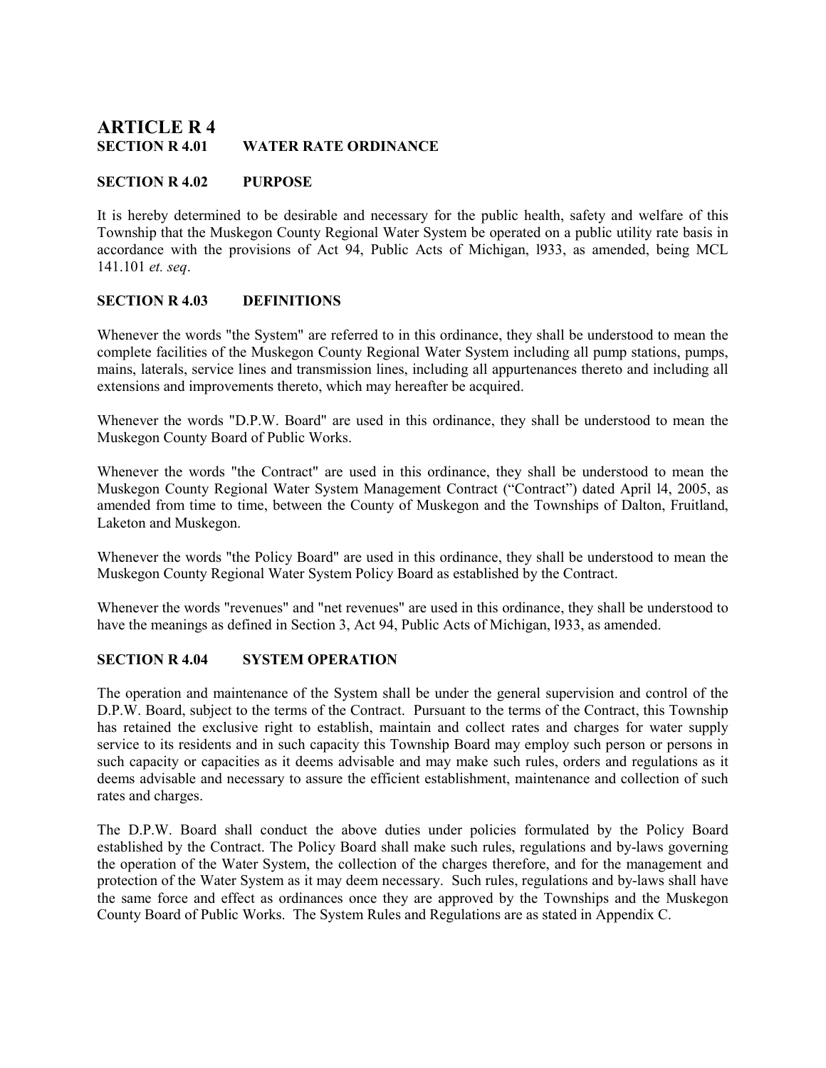# ARTICLE R 4

## SECTION R 4.01 WATER RATE ORDINANCE

## SECTION R 4.02 PURPOSE

It is hereby determined to be desirable and necessary for the public health, safety and welfare of this Township that the Muskegon County Regional Water System be operated on a public utility rate basis in accordance with the provisions of Act 94, Public Acts of Michigan, l933, as amended, being MCL 141.101 *et. seq*.

## SECTION R 4.03 DEFINITIONS

Whenever the words "the System" are referred to in this ordinance, they shall be understood to mean the complete facilities of the Muskegon County Regional Water System including all pump stations, pumps, mains, laterals, service lines and transmission lines, including all appurtenances thereto and including all extensions and improvements thereto, which may hereafter be acquired.

Whenever the words "D.P.W. Board" are used in this ordinance, they shall be understood to mean the Muskegon County Board of Public Works.

Whenever the words "the Contract" are used in this ordinance, they shall be understood to mean the Muskegon County Regional Water System Management Contract ("Contract") dated April l4, 2005, as amended from time to time, between the County of Muskegon and the Townships of Dalton, Fruitland, Laketon and Muskegon.

Whenever the words "the Policy Board" are used in this ordinance, they shall be understood to mean the Muskegon County Regional Water System Policy Board as established by the Contract.

Whenever the words "revenues" and "net revenues" are used in this ordinance, they shall be understood to have the meanings as defined in Section 3, Act 94, Public Acts of Michigan, l933, as amended.

## SECTION R 4.04 SYSTEM OPERATION

The operation and maintenance of the System shall be under the general supervision and control of the D.P.W. Board, subject to the terms of the Contract. Pursuant to the terms of the Contract, this Township has retained the exclusive right to establish, maintain and collect rates and charges for water supply service to its residents and in such capacity this Township Board may employ such person or persons in such capacity or capacities as it deems advisable and may make such rules, orders and regulations as it deems advisable and necessary to assure the efficient establishment, maintenance and collection of such rates and charges.

The D.P.W. Board shall conduct the above duties under policies formulated by the Policy Board established by the Contract. The Policy Board shall make such rules, regulations and by-laws governing the operation of the Water System, the collection of the charges therefore, and for the management and protection of the Water System as it may deem necessary. Such rules, regulations and by-laws shall have the same force and effect as ordinances once they are approved by the Townships and the Muskegon County Board of Public Works. The System Rules and Regulations are as stated in Appendix C.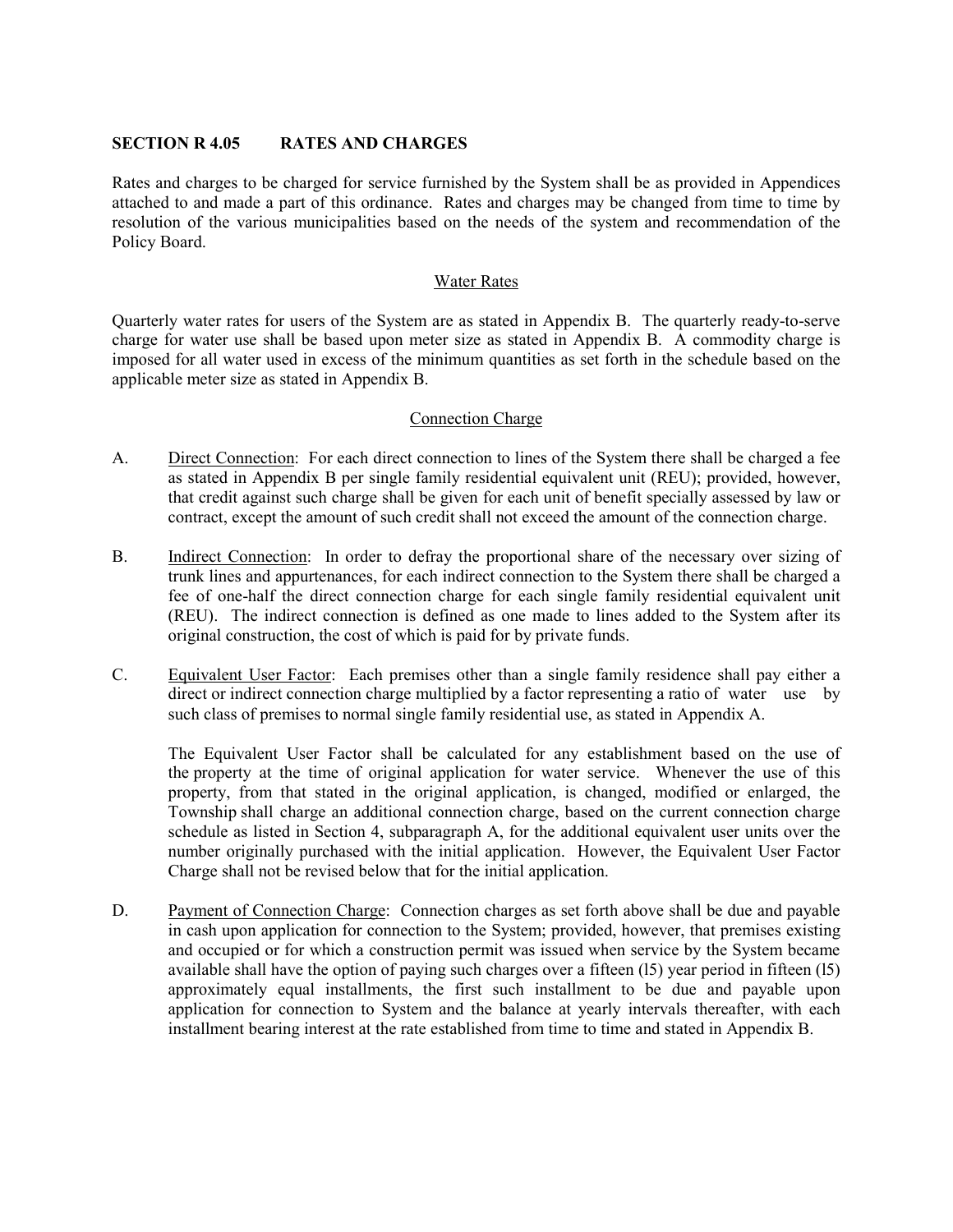## SECTION R 4.05 RATES AND CHARGES

Rates and charges to be charged for service furnished by the System shall be as provided in Appendices attached to and made a part of this ordinance. Rates and charges may be changed from time to time by resolution of the various municipalities based on the needs of the system and recommendation of the Policy Board.

### Water Rates

Quarterly water rates for users of the System are as stated in Appendix B. The quarterly ready-to-serve charge for water use shall be based upon meter size as stated in Appendix B. A commodity charge is imposed for all water used in excess of the minimum quantities as set forth in the schedule based on the applicable meter size as stated in Appendix B.

### Connection Charge

A. Direct Connection: For each direct connection to lines of the System there shall be charged a fee as stated in Appendix B per single family residential equivalent unit (REU); provided, however, that credit against such charge shall be given for each unit of benefit specially assessed by law or contract, except the amount of such credit shall not exceed the amount of the connection charge.

B. Indirect Connection: In order to defray the proportional share of the necessary over sizing of trunk lines and appurtenances, for each indirect connection to the System there shall be charged a fee of one-half the direct connection charge for each single family residential equivalent unit (REU). The indirect connection is defined as one made to lines added to the System after its original construction, the cost of which is paid for by private funds.

C. Equivalent User Factor: Each premises other than a single family residence shall pay either a direct or indirect connection charge multiplied by a factor representing a ratio of water use by such class of premises to normal single family residential use, as stated in Appendix A.

The Equivalent User Factor shall be calculated for any establishment based on the use of the property at the time of original application for water service. Whenever the use of this property, from that stated in the original application, is changed, modified or enlarged, the Township shall charge an additional connection charge, based on the current connection charge schedule as listed in Section 4, subparagraph A, for the additional equivalent user units over the number originally purchased with the initial application. However, the Equivalent User Factor Charge shall not be revised below that for the initial application.

D. Payment of Connection Charge: Connection charges as set forth above shall be due and payable in cash upon application for connection to the System; provided, however, that premises existing and occupied or for which a construction permit was issued when service by the System became available shall have the option of paying such charges over a fifteen (l5) year period in fifteen (l5) approximately equal installments, the first such installment to be due and payable upon application for connection to System and the balance at yearly intervals thereafter, with each installment bearing interest at the rate established from time to time and stated in Appendix B.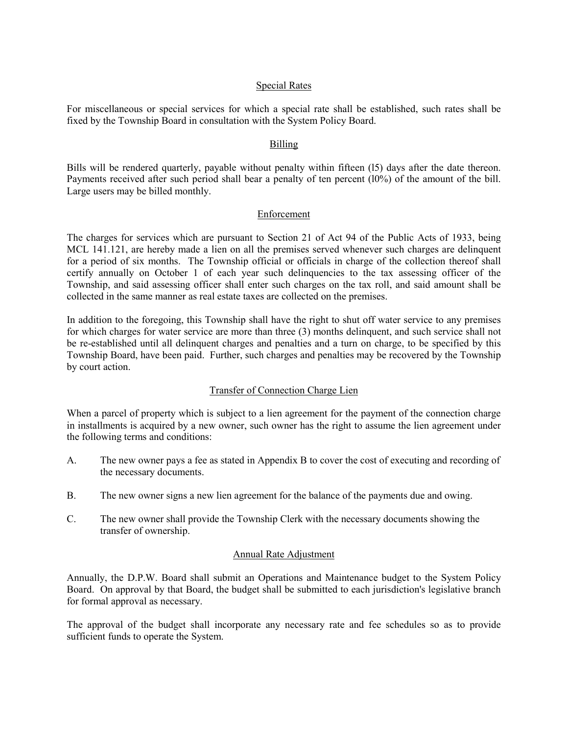## Special Rates

For miscellaneous or special services for which a special rate shall be established, such rates shall be fixed by the Township Board in consultation with the System Policy Board.

## Billing

Bills will be rendered quarterly, payable without penalty within fifteen (l5) days after the date thereon. Payments received after such period shall bear a penalty of ten percent (l0%) of the amount of the bill. Large users may be billed monthly.

## Enforcement

The charges for services which are pursuant to Section 21 of Act 94 of the Public Acts of 1933, being MCL 141.121, are hereby made a lien on all the premises served whenever such charges are delinquent for a period of six months. The Township official or officials in charge of the collection thereof shall certify annually on October 1 of each year such delinquencies to the tax assessing officer of the Township, and said assessing officer shall enter such charges on the tax roll, and said amount shall be collected in the same manner as real estate taxes are collected on the premises.

In addition to the foregoing, this Township shall have the right to shut off water service to any premises for which charges for water service are more than three (3) months delinquent, and such service shall not be re-established until all delinquent charges and penalties and a turn on charge, to be specified by this Township Board, have been paid. Further, such charges and penalties may be recovered by the Township by court action.

## Transfer of Connection Charge Lien

When a parcel of property which is subject to a lien agreement for the payment of the connection charge in installments is acquired by a new owner, such owner has the right to assume the lien agreement under the following terms and conditions:

A. The new owner pays a fee as stated in Appendix B to cover the cost of executing and recording of the necessary documents.

B. The new owner signs a new lien agreement for the balance of the payments due and owing.

C. The new owner shall provide the Township Clerk with the necessary documents showing the transfer of ownership.

## Annual Rate Adjustment

Annually, the D.P.W. Board shall submit an Operations and Maintenance budget to the System Policy Board. On approval by that Board, the budget shall be submitted to each jurisdiction's legislative branch for formal approval as necessary.

The approval of the budget shall incorporate any necessary rate and fee schedules so as to provide sufficient funds to operate the System.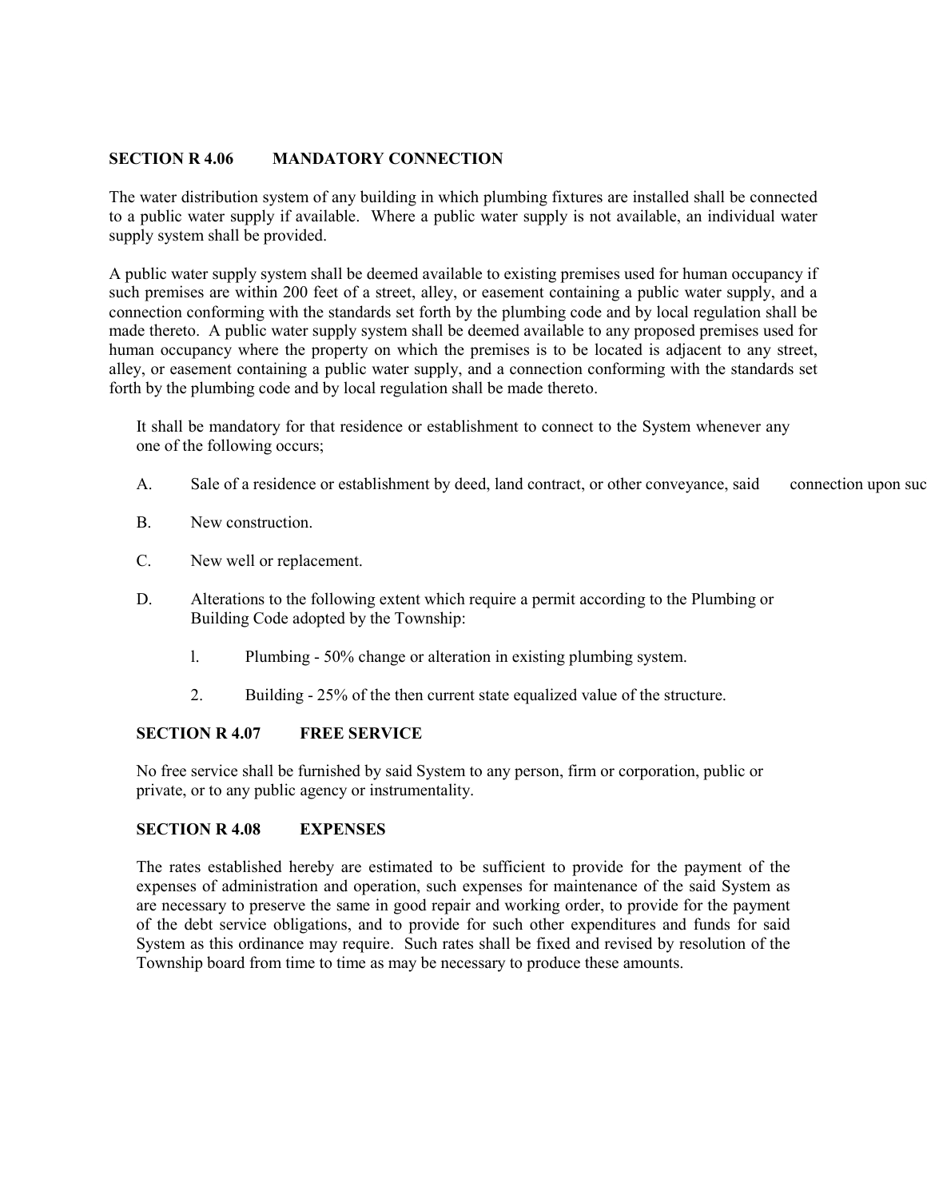## SECTION R 4.06 MANDATORY CONNECTION

The water distribution system of any building in which plumbing fixtures are installed shall be connected to a public water supply if available. Where a public water supply is not available, an individual water supply system shall be provided.

A public water supply system shall be deemed available to existing premises used for human occupancy if such premises are within 200 feet of a street, alley, or easement containing a public water supply, and a connection conforming with the standards set forth by the plumbing code and by local regulation shall be made thereto. A public water supply system shall be deemed available to any proposed premises used for human occupancy where the property on which the premises is to be located is adjacent to any street, alley, or easement containing a public water supply, and a connection conforming with the standards set forth by the plumbing code and by local regulation shall be made thereto.

It shall be mandatory for that residence or establishment to connect to the System whenever any one of the following occurs;

A. Sale of a residence or establishment by deed, land contract, or other conveyance, said connection upon suc

B. New construction.

C. New well or replacement.

D. Alterations to the following extent which require a permit according to the Plumbing or Building Code adopted by the Township:

1. Plumbing - 50% change or alteration in existing plumbing system.

2. Building - 25% of the then current state equalized value of the structure.

## SECTION R 4.07 FREE SERVICE

No free service shall be furnished by said System to any person, firm or corporation, public or private, or to any public agency or instrumentality.

## SECTION R 4.08 EXPENSES

The rates established hereby are estimated to be sufficient to provide for the payment of the expenses of administration and operation, such expenses for maintenance of the said System as are necessary to preserve the same in good repair and working order, to provide for the payment of the debt service obligations, and to provide for such other expenditures and funds for said System as this ordinance may require. Such rates shall be fixed and revised by resolution of the Township board from time to time as may be necessary to produce these amounts.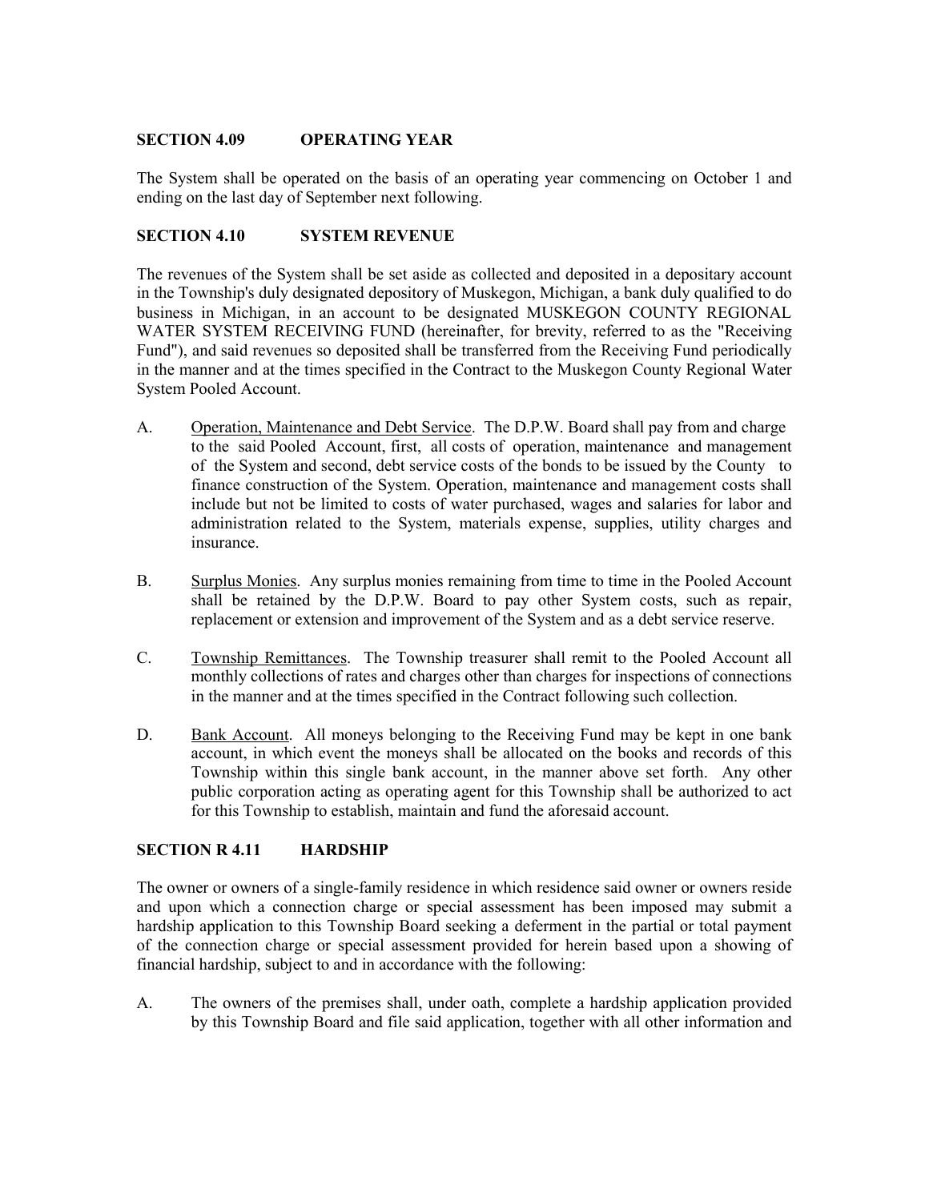## SECTION 4.09 OPERATING YEAR

The System shall be operated on the basis of an operating year commencing on October 1 and ending on the last day of September next following.

## SECTION 4.10 SYSTEM REVENUE

The revenues of the System shall be set aside as collected and deposited in a depositary account in the Township's duly designated depository of Muskegon, Michigan, a bank duly qualified to do business in Michigan, in an account to be designated MUSKEGON COUNTY REGIONAL WATER SYSTEM RECEIVING FUND (hereinafter, for brevity, referred to as the "Receiving Fund"), and said revenues so deposited shall be transferred from the Receiving Fund periodically in the manner and at the times specified in the Contract to the Muskegon County Regional Water System Pooled Account.

A. Operation, Maintenance and Debt Service. The D.P.W. Board shall pay from and charge to the said Pooled Account, first, all costs of operation, maintenance and management of the System and second, debt service costs of the bonds to be issued by the County to finance construction of the System. Operation, maintenance and management costs shall include but not be limited to costs of water purchased, wages and salaries for labor and administration related to the System, materials expense, supplies, utility charges and insurance.

B. Surplus Monies. Any surplus monies remaining from time to time in the Pooled Account shall be retained by the D.P.W. Board to pay other System costs, such as repair, replacement or extension and improvement of the System and as a debt service reserve.

C. Township Remittances. The Township treasurer shall remit to the Pooled Account all monthly collections of rates and charges other than charges for inspections of connections in the manner and at the times specified in the Contract following such collection.

D. Bank Account. All moneys belonging to the Receiving Fund may be kept in one bank account, in which event the moneys shall be allocated on the books and records of this Township within this single bank account, in the manner above set forth. Any other public corporation acting as operating agent for this Township shall be authorized to act for this Township to establish, maintain and fund the aforesaid account.

## SECTION R 4.11 HARDSHIP

The owner or owners of a single-family residence in which residence said owner or owners reside and upon which a connection charge or special assessment has been imposed may submit a hardship application to this Township Board seeking a deferment in the partial or total payment of the connection charge or special assessment provided for herein based upon a showing of financial hardship, subject to and in accordance with the following:

A. The owners of the premises shall, under oath, complete a hardship application provided by this Township Board and file said application, together with all other information and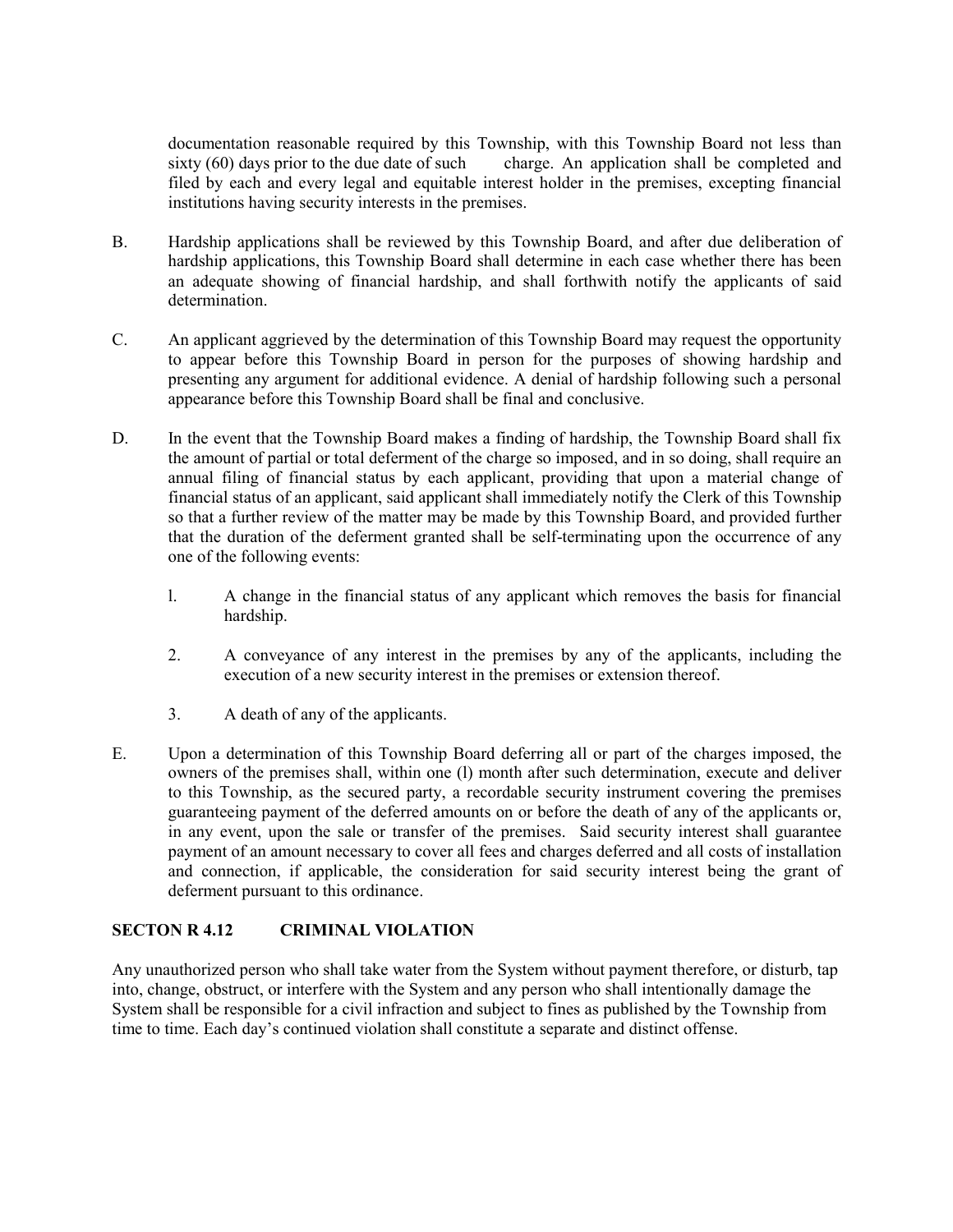documentation reasonable required by this Township, with this Township Board not less than sixty (60) days prior to the due date of such charge. An application shall be completed and filed by each and every legal and equitable interest holder in the premises, excepting financial institutions having security interests in the premises.

B. Hardship applications shall be reviewed by this Township Board, and after due deliberation of hardship applications, this Township Board shall determine in each case whether there has been an adequate showing of financial hardship, and shall forthwith notify the applicants of said determination.

C. An applicant aggrieved by the determination of this Township Board may request the opportunity to appear before this Township Board in person for the purposes of showing hardship and presenting any argument for additional evidence. A denial of hardship following such a personal appearance before this Township Board shall be final and conclusive.

D. In the event that the Township Board makes a finding of hardship, the Township Board shall fix the amount of partial or total deferment of the charge so imposed, and in so doing, shall require an annual filing of financial status by each applicant, providing that upon a material change of financial status of an applicant, said applicant shall immediately notify the Clerk of this Township so that a further review of the matter may be made by this Township Board, and provided further that the duration of the deferment granted shall be self-terminating upon the occurrence of any one of the following events:

   l. A change in the financial status of any applicant which removes the basis for financial hardship.

   2. A conveyance of any interest in the premises by any of the applicants, including the execution of a new security interest in the premises or extension thereof.

   3. A death of any of the applicants.

E. Upon a determination of this Township Board deferring all or part of the charges imposed, the owners of the premises shall, within one (l) month after such determination, execute and deliver to this Township, as the secured party, a recordable security instrument covering the premises guaranteeing payment of the deferred amounts on or before the death of any of the applicants or, in any event, upon the sale or transfer of the premises. Said security interest shall guarantee payment of an amount necessary to cover all fees and charges deferred and all costs of installation and connection, if applicable, the consideration for said security interest being the grant of deferment pursuant to this ordinance.

## SECTON R 4.12 CRIMINAL VIOLATION

Any unauthorized person who shall take water from the System without payment therefore, or disturb, tap into, change, obstruct, or interfere with the System and any person who shall intentionally damage the System shall be responsible for a civil infraction and subject to fines as published by the Township from time to time. Each day's continued violation shall constitute a separate and distinct offense.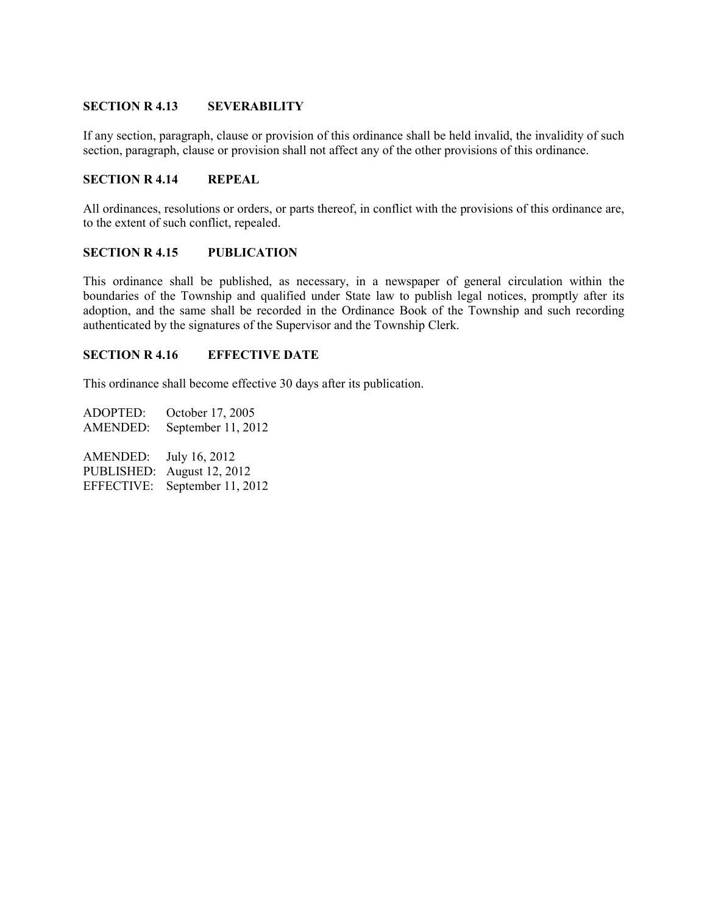### SECTION R 4.13 SEVERABILITY

If any section, paragraph, clause or provision of this ordinance shall be held invalid, the invalidity of such section, paragraph, clause or provision shall not affect any of the other provisions of this ordinance.

### SECTION R 4.14 REPEAL

All ordinances, resolutions or orders, or parts thereof, in conflict with the provisions of this ordinance are, to the extent of such conflict, repealed.

### SECTION R 4.15 PUBLICATION

This ordinance shall be published, as necessary, in a newspaper of general circulation within the boundaries of the Township and qualified under State law to publish legal notices, promptly after its adoption, and the same shall be recorded in the Ordinance Book of the Township and such recording authenticated by the signatures of the Supervisor and the Township Clerk.

### SECTION R 4.16 EFFECTIVE DATE

This ordinance shall become effective 30 days after its publication.

ADOPTED: October 17, 2005
AMENDED: September 11, 2012

AMENDED: July 16, 2012
PUBLISHED: August 12, 2012
EFFECTIVE: September 11, 2012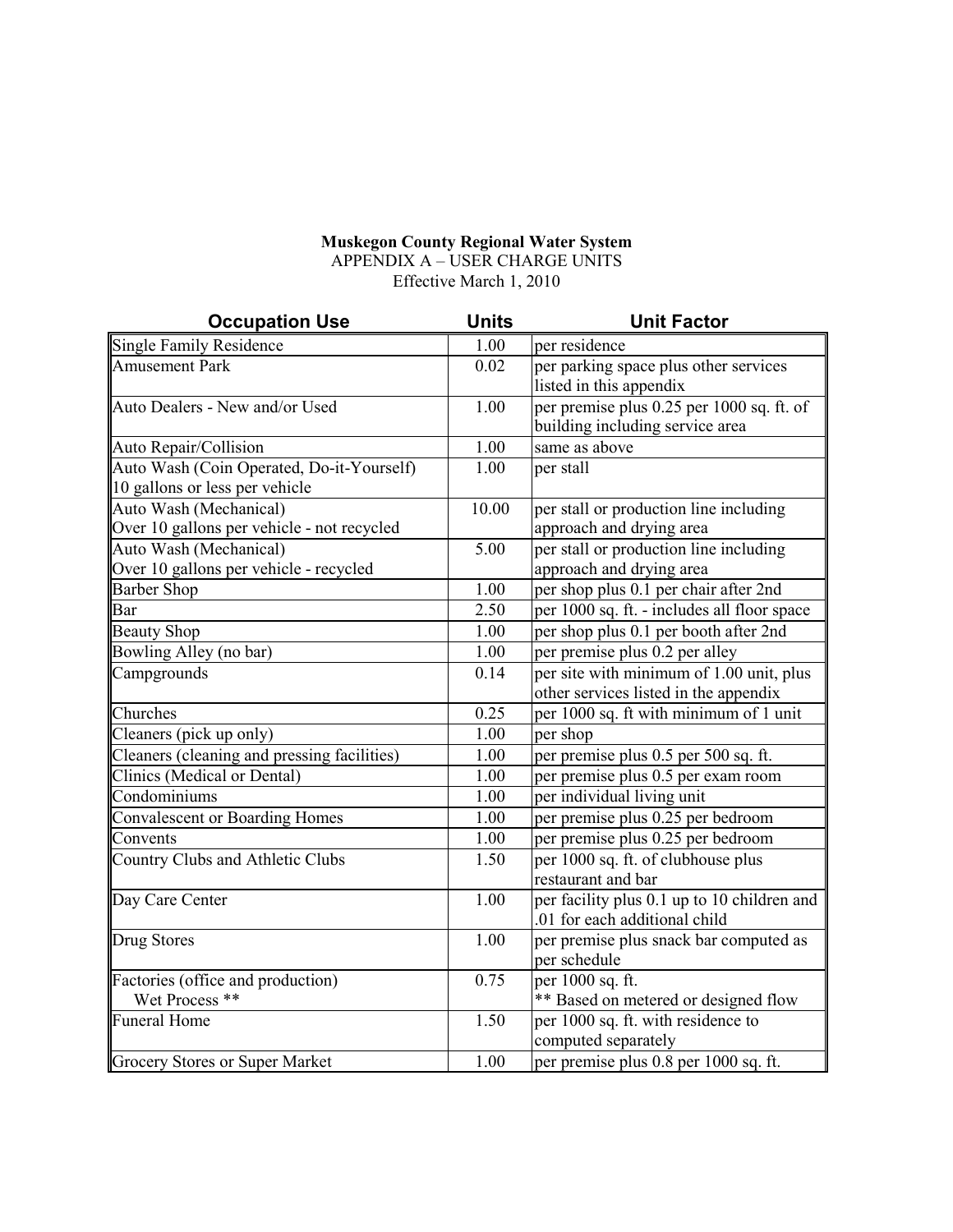**Muskegon County Regional Water System**
APPENDIX A – USER CHARGE UNITS
Effective March 1, 2010

| Occupation Use | Units | Unit Factor |
|---|---|---|
| Single Family Residence | 1.00 | per residence |
| Amusement Park | 0.02 | per parking space plus other services listed in this appendix |
| Auto Dealers - New and/or Used | 1.00 | per premise plus 0.25 per 1000 sq. ft. of building including service area |
| Auto Repair/Collision | 1.00 | same as above |
| Auto Wash (Coin Operated, Do-it-Yourself) 10 gallons or less per vehicle | 1.00 | per stall |
| Auto Wash (Mechanical) Over 10 gallons per vehicle - not recycled | 10.00 | per stall or production line including approach and drying area |
| Auto Wash (Mechanical) Over 10 gallons per vehicle - recycled | 5.00 | per stall or production line including approach and drying area |
| Barber Shop | 1.00 | per shop plus 0.1 per chair after 2nd |
| Bar | 2.50 | per 1000 sq. ft. - includes all floor space |
| Beauty Shop | 1.00 | per shop plus 0.1 per booth after 2nd |
| Bowling Alley (no bar) | 1.00 | per premise plus 0.2 per alley |
| Campgrounds | 0.14 | per site with minimum of 1.00 unit, plus other services listed in the appendix |
| Churches | 0.25 | per 1000 sq. ft with minimum of 1 unit |
| Cleaners (pick up only) | 1.00 | per shop |
| Cleaners (cleaning and pressing facilities) | 1.00 | per premise plus 0.5 per 500 sq. ft. |
| Clinics (Medical or Dental) | 1.00 | per premise plus 0.5 per exam room |
| Condominiums | 1.00 | per individual living unit |
| Convalescent or Boarding Homes | 1.00 | per premise plus 0.25 per bedroom |
| Convents | 1.00 | per premise plus 0.25 per bedroom |
| Country Clubs and Athletic Clubs | 1.50 | per 1000 sq. ft. of clubhouse plus restaurant and bar |
| Day Care Center | 1.00 | per facility plus 0.1 up to 10 children and .01 for each additional child |
| Drug Stores | 1.00 | per premise plus snack bar computed as per schedule |
| Factories (office and production) Wet Process ** | 0.75 | per 1000 sq. ft. ** Based on metered or designed flow |
| Funeral Home | 1.50 | per 1000 sq. ft. with residence to computed separately |
| Grocery Stores or Super Market | 1.00 | per premise plus 0.8 per 1000 sq. ft. |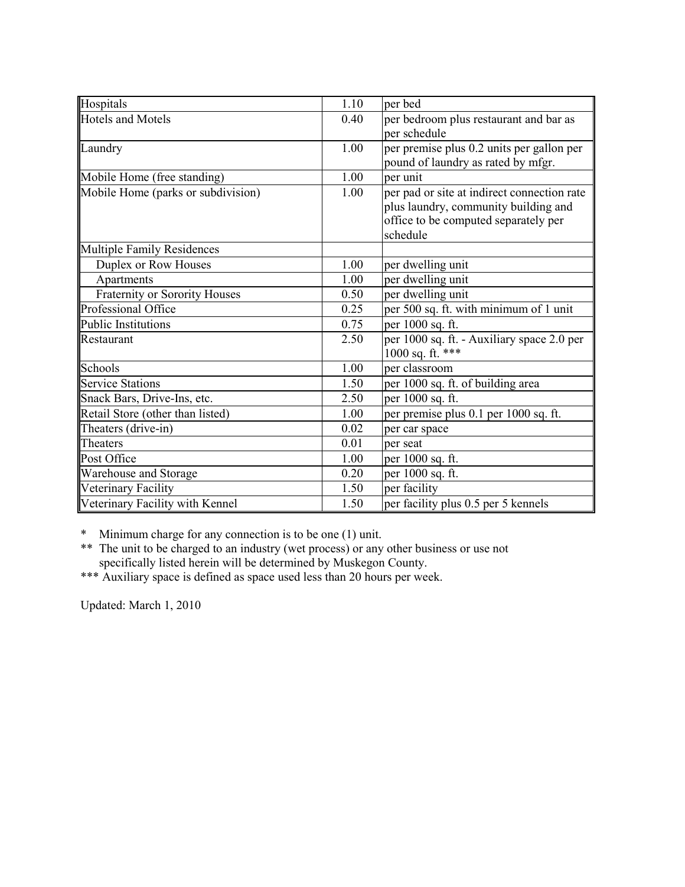| | | |
|---|---|---|
| Hospitals | 1.10 | per bed |
| Hotels and Motels | 0.40 | per bedroom plus restaurant and bar as per schedule |
| Laundry | 1.00 | per premise plus 0.2 units per gallon per pound of laundry as rated by mfgr. |
| Mobile Home (free standing) | 1.00 | per unit |
| Mobile Home (parks or subdivision) | 1.00 | per pad or site at indirect connection rate plus laundry, community building and office to be computed separately per schedule |
| Multiple Family Residences | | |
| Duplex or Row Houses | 1.00 | per dwelling unit |
| Apartments | 1.00 | per dwelling unit |
| Fraternity or Sorority Houses | 0.50 | per dwelling unit |
| Professional Office | 0.25 | per 500 sq. ft. with minimum of 1 unit |
| Public Institutions | 0.75 | per 1000 sq. ft. |
| Restaurant | 2.50 | per 1000 sq. ft. - Auxiliary space 2.0 per 1000 sq. ft. *** |
| Schools | 1.00 | per classroom |
| Service Stations | 1.50 | per 1000 sq. ft. of building area |
| Snack Bars, Drive-Ins, etc. | 2.50 | per 1000 sq. ft. |
| Retail Store (other than listed) | 1.00 | per premise plus 0.1 per 1000 sq. ft. |
| Theaters (drive-in) | 0.02 | per car space |
| Theaters | 0.01 | per seat |
| Post Office | 1.00 | per 1000 sq. ft. |
| Warehouse and Storage | 0.20 | per 1000 sq. ft. |
| Veterinary Facility | 1.50 | per facility |
| Veterinary Facility with Kennel | 1.50 | per facility plus 0.5 per 5 kennels |

\* Minimum charge for any connection is to be one (1) unit.

** The unit to be charged to an industry (wet process) or any other business or use not specifically listed herein will be determined by Muskegon County.

*** Auxiliary space is defined as space used less than 20 hours per week.

Updated: March 1, 2010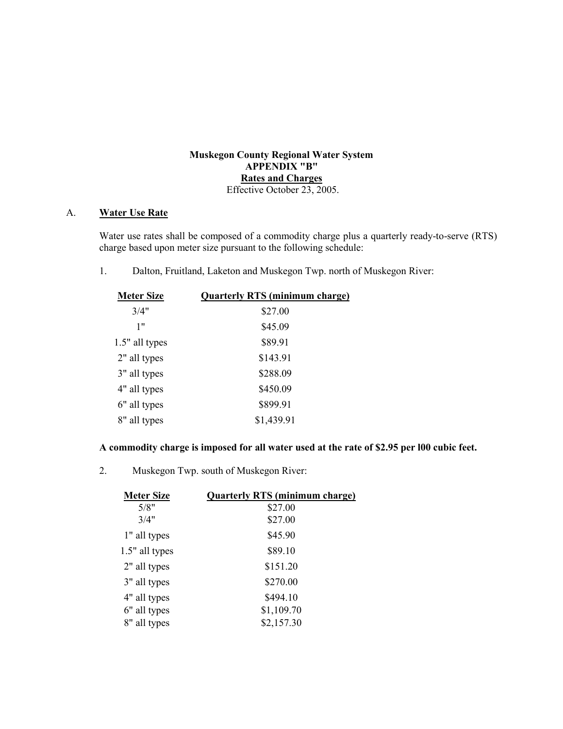**Muskegon County Regional Water System**
**APPENDIX "B"**
**Rates and Charges**
Effective October 23, 2005.

A. **Water Use Rate**

Water use rates shall be composed of a commodity charge plus a quarterly ready-to-serve (RTS) charge based upon meter size pursuant to the following schedule:

1. Dalton, Fruitland, Laketon and Muskegon Twp. north of Muskegon River:

| Meter Size | Quarterly RTS (minimum charge) |
|---|---|
| 3/4" | $27.00 |
| 1" | $45.09 |
| 1.5" all types | $89.91 |
| 2" all types | $143.91 |
| 3" all types | $288.09 |
| 4" all types | $450.09 |
| 6" all types | $899.91 |
| 8" all types | $1,439.91 |

**A commodity charge is imposed for all water used at the rate of $2.95 per l00 cubic feet.**

2. Muskegon Twp. south of Muskegon River:

| Meter Size | Quarterly RTS (minimum charge) |
|---|---|
| 5/8" | $27.00 |
| 3/4" | $27.00 |
| 1" all types | $45.90 |
| 1.5" all types | $89.10 |
| 2" all types | $151.20 |
| 3" all types | $270.00 |
| 4" all types | $494.10 |
| 6" all types | $1,109.70 |
| 8" all types | $2,157.30 |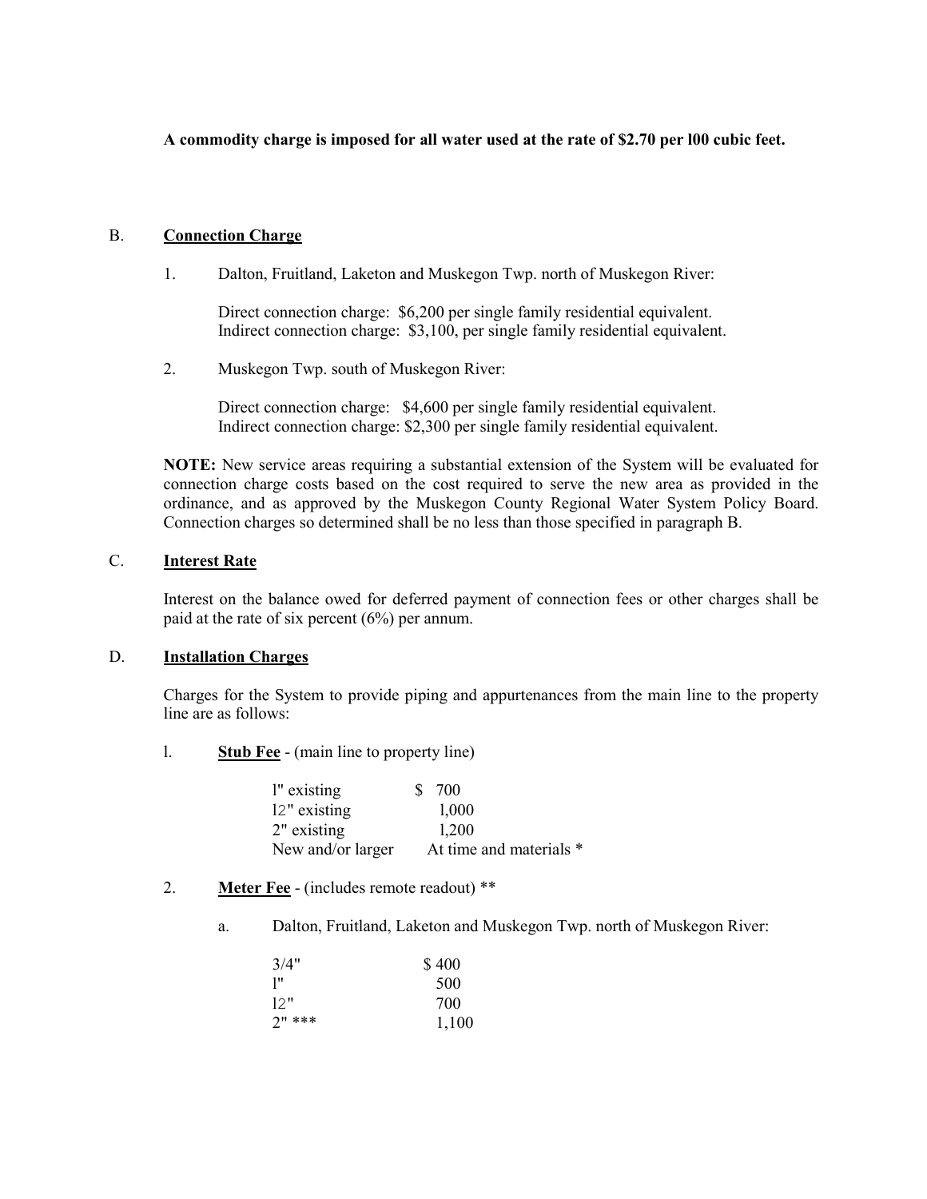**A commodity charge is imposed for all water used at the rate of $2.70 per l00 cubic feet.**

B. **Connection Charge**

1. Dalton, Fruitland, Laketon and Muskegon Twp. north of Muskegon River:

   Direct connection charge: $6,200 per single family residential equivalent.
   Indirect connection charge: $3,100, per single family residential equivalent.

2. Muskegon Twp. south of Muskegon River:

   Direct connection charge: $4,600 per single family residential equivalent.
   Indirect connection charge: $2,300 per single family residential equivalent.

**NOTE:** New service areas requiring a substantial extension of the System will be evaluated for connection charge costs based on the cost required to serve the new area as provided in the ordinance, and as approved by the Muskegon County Regional Water System Policy Board. Connection charges so determined shall be no less than those specified in paragraph B.

C. **Interest Rate**

Interest on the balance owed for deferred payment of connection fees or other charges shall be paid at the rate of six percent (6%) per annum.

D. **Installation Charges**

Charges for the System to provide piping and appurtenances from the main line to the property line are as follows:

l. **Stub Fee** - (main line to property line)

| | |
|---|---|
| l" existing | $ 700 |
| l2" existing | 1,000 |
| 2" existing | l,200 |
| New and/or larger | At time and materials * |

2. **Meter Fee** - (includes remote readout) **

   a. Dalton, Fruitland, Laketon and Muskegon Twp. north of Muskegon River:

| | |
|---|---|
| 3/4" | $ 400 |
| l" | 500 |
| l2" | 700 |
| 2" *** | 1,100 |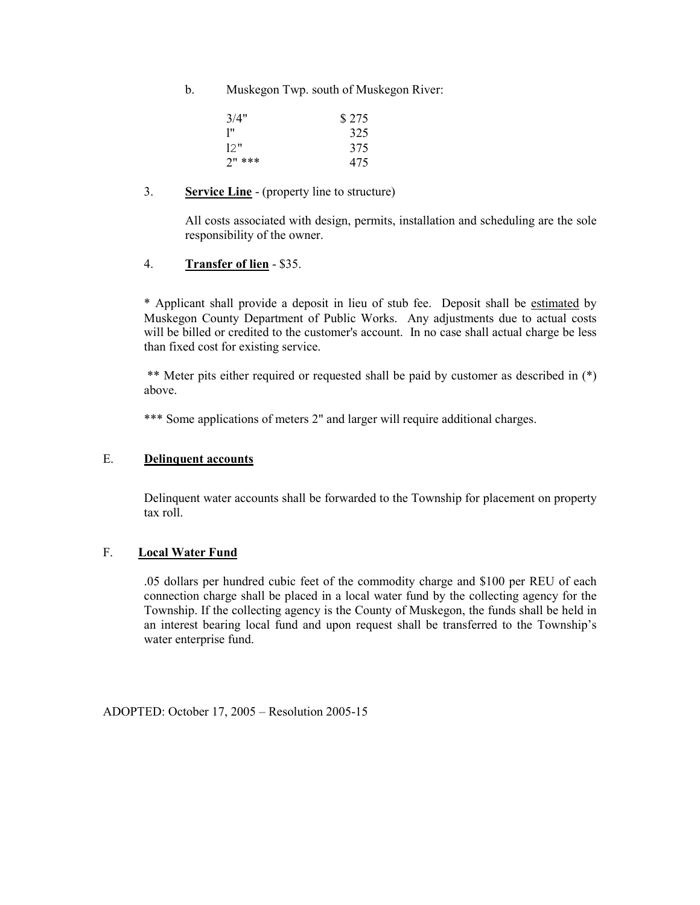b. Muskegon Twp. south of Muskegon River:

| | |
|---|---|
| 3/4" | $ 275 |
| l" | 325 |
| l2" | 375 |
| 2" *** | 475 |

3. **Service Line** - (property line to structure)

   All costs associated with design, permits, installation and scheduling are the sole responsibility of the owner.

4. **Transfer of lien** - $35.

* Applicant shall provide a deposit in lieu of stub fee. Deposit shall be estimated by Muskegon County Department of Public Works. Any adjustments due to actual costs will be billed or credited to the customer's account. In no case shall actual charge be less than fixed cost for existing service.

** Meter pits either required or requested shall be paid by customer as described in (*) above.

*** Some applications of meters 2" and larger will require additional charges.

## E. Delinquent accounts

Delinquent water accounts shall be forwarded to the Township for placement on property tax roll.

## F. Local Water Fund

.05 dollars per hundred cubic feet of the commodity charge and $100 per REU of each connection charge shall be placed in a local water fund by the collecting agency for the Township. If the collecting agency is the County of Muskegon, the funds shall be held in an interest bearing local fund and upon request shall be transferred to the Township's water enterprise fund.

ADOPTED: October 17, 2005 – Resolution 2005-15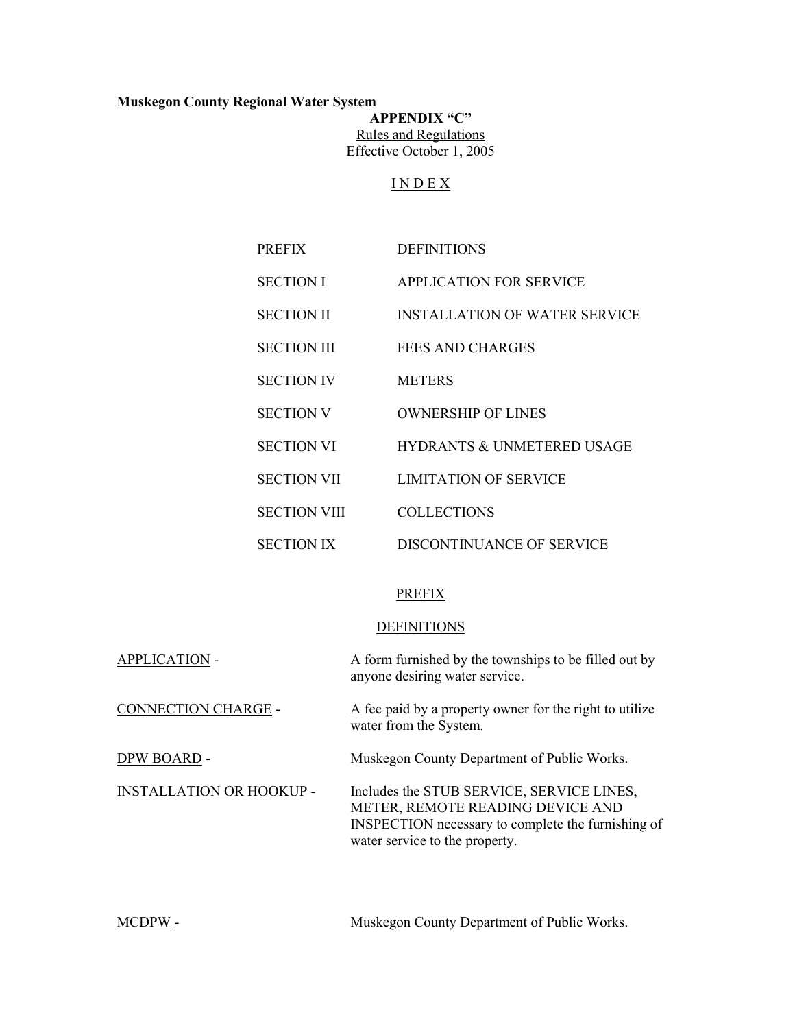**Muskegon County Regional Water System**

**APPENDIX "C"**

Rules and Regulations

Effective October 1, 2005

# I N D E X

| | |
|---|---|
| PREFIX | DEFINITIONS |
| SECTION I | APPLICATION FOR SERVICE |
| SECTION II | INSTALLATION OF WATER SERVICE |
| SECTION III | FEES AND CHARGES |
| SECTION IV | METERS |
| SECTION V | OWNERSHIP OF LINES |
| SECTION VI | HYDRANTS & UNMETERED USAGE |
| SECTION VII | LIMITATION OF SERVICE |
| SECTION VIII | COLLECTIONS |
| SECTION IX | DISCONTINUANCE OF SERVICE |

## PREFIX

## DEFINITIONS

| | |
|---|---|
| APPLICATION - | A form furnished by the townships to be filled out by anyone desiring water service. |
| CONNECTION CHARGE - | A fee paid by a property owner for the right to utilize water from the System. |
| DPW BOARD - | Muskegon County Department of Public Works. |
| INSTALLATION OR HOOKUP - | Includes the STUB SERVICE, SERVICE LINES, METER, REMOTE READING DEVICE AND INSPECTION necessary to complete the furnishing of water service to the property. |
| MCDPW - | Muskegon County Department of Public Works. |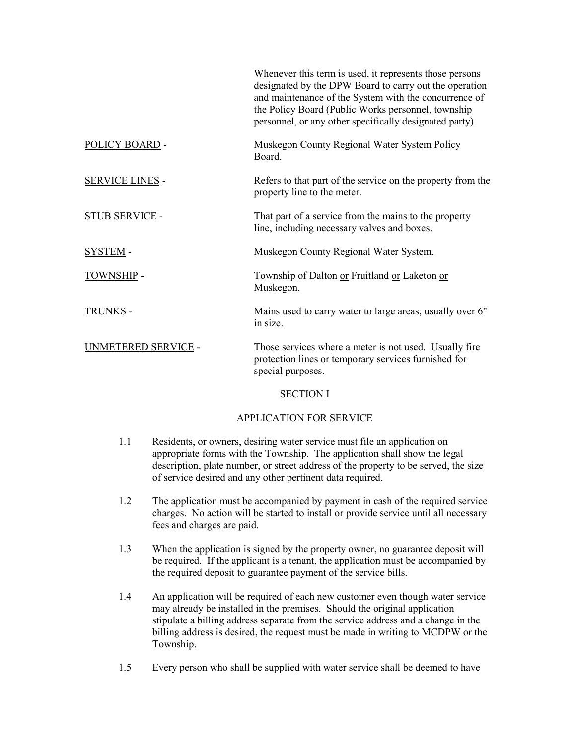Whenever this term is used, it represents those persons designated by the DPW Board to carry out the operation and maintenance of the System with the concurrence of the Policy Board (Public Works personnel, township personnel, or any other specifically designated party).

<u>POLICY BOARD</u> - Muskegon County Regional Water System Policy Board.

<u>SERVICE LINES</u> - Refers to that part of the service on the property from the property line to the meter.

<u>STUB SERVICE</u> - That part of a service from the mains to the property line, including necessary valves and boxes.

<u>SYSTEM</u> - Muskegon County Regional Water System.

<u>TOWNSHIP</u> - Township of Dalton <u>or</u> Fruitland <u>or</u> Laketon <u>or</u> Muskegon.

<u>TRUNKS</u> - Mains used to carry water to large areas, usually over 6" in size.

<u>UNMETERED SERVICE</u> - Those services where a meter is not used. Usually fire protection lines or temporary services furnished for special purposes.

## SECTION I

## APPLICATION FOR SERVICE

1.1 Residents, or owners, desiring water service must file an application on appropriate forms with the Township. The application shall show the legal description, plate number, or street address of the property to be served, the size of service desired and any other pertinent data required.

1.2 The application must be accompanied by payment in cash of the required service charges. No action will be started to install or provide service until all necessary fees and charges are paid.

1.3 When the application is signed by the property owner, no guarantee deposit will be required. If the applicant is a tenant, the application must be accompanied by the required deposit to guarantee payment of the service bills.

1.4 An application will be required of each new customer even though water service may already be installed in the premises. Should the original application stipulate a billing address separate from the service address and a change in the billing address is desired, the request must be made in writing to MCDPW or the Township.

1.5 Every person who shall be supplied with water service shall be deemed to have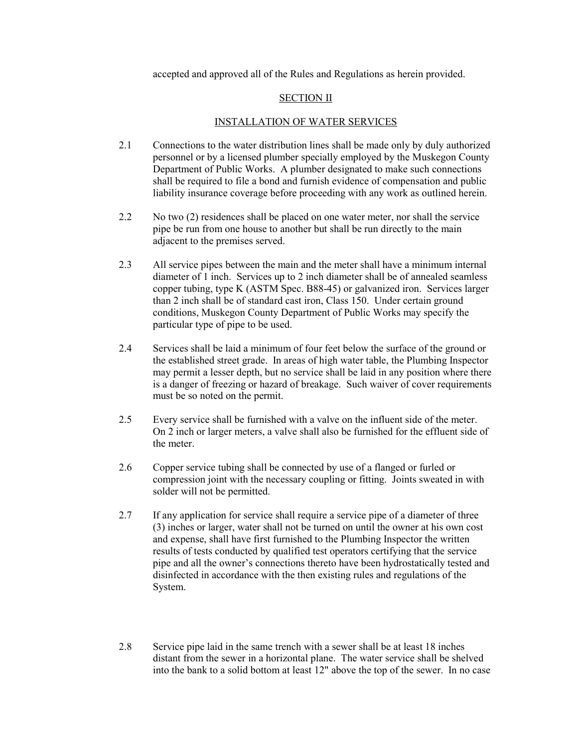accepted and approved all of the Rules and Regulations as herein provided.

## SECTION II

### INSTALLATION OF WATER SERVICES

2.1 Connections to the water distribution lines shall be made only by duly authorized personnel or by a licensed plumber specially employed by the Muskegon County Department of Public Works. A plumber designated to make such connections shall be required to file a bond and furnish evidence of compensation and public liability insurance coverage before proceeding with any work as outlined herein.

2.2 No two (2) residences shall be placed on one water meter, nor shall the service pipe be run from one house to another but shall be run directly to the main adjacent to the premises served.

2.3 All service pipes between the main and the meter shall have a minimum internal diameter of 1 inch. Services up to 2 inch diameter shall be of annealed seamless copper tubing, type K (ASTM Spec. B88-45) or galvanized iron. Services larger than 2 inch shall be of standard cast iron, Class 150. Under certain ground conditions, Muskegon County Department of Public Works may specify the particular type of pipe to be used.

2.4 Services shall be laid a minimum of four feet below the surface of the ground or the established street grade. In areas of high water table, the Plumbing Inspector may permit a lesser depth, but no service shall be laid in any position where there is a danger of freezing or hazard of breakage. Such waiver of cover requirements must be so noted on the permit.

2.5 Every service shall be furnished with a valve on the influent side of the meter. On 2 inch or larger meters, a valve shall also be furnished for the effluent side of the meter.

2.6 Copper service tubing shall be connected by use of a flanged or furled or compression joint with the necessary coupling or fitting. Joints sweated in with solder will not be permitted.

2.7 If any application for service shall require a service pipe of a diameter of three (3) inches or larger, water shall not be turned on until the owner at his own cost and expense, shall have first furnished to the Plumbing Inspector the written results of tests conducted by qualified test operators certifying that the service pipe and all the owner's connections thereto have been hydrostatically tested and disinfected in accordance with the then existing rules and regulations of the System.

2.8 Service pipe laid in the same trench with a sewer shall be at least 18 inches distant from the sewer in a horizontal plane. The water service shall be shelved into the bank to a solid bottom at least 12" above the top of the sewer. In no case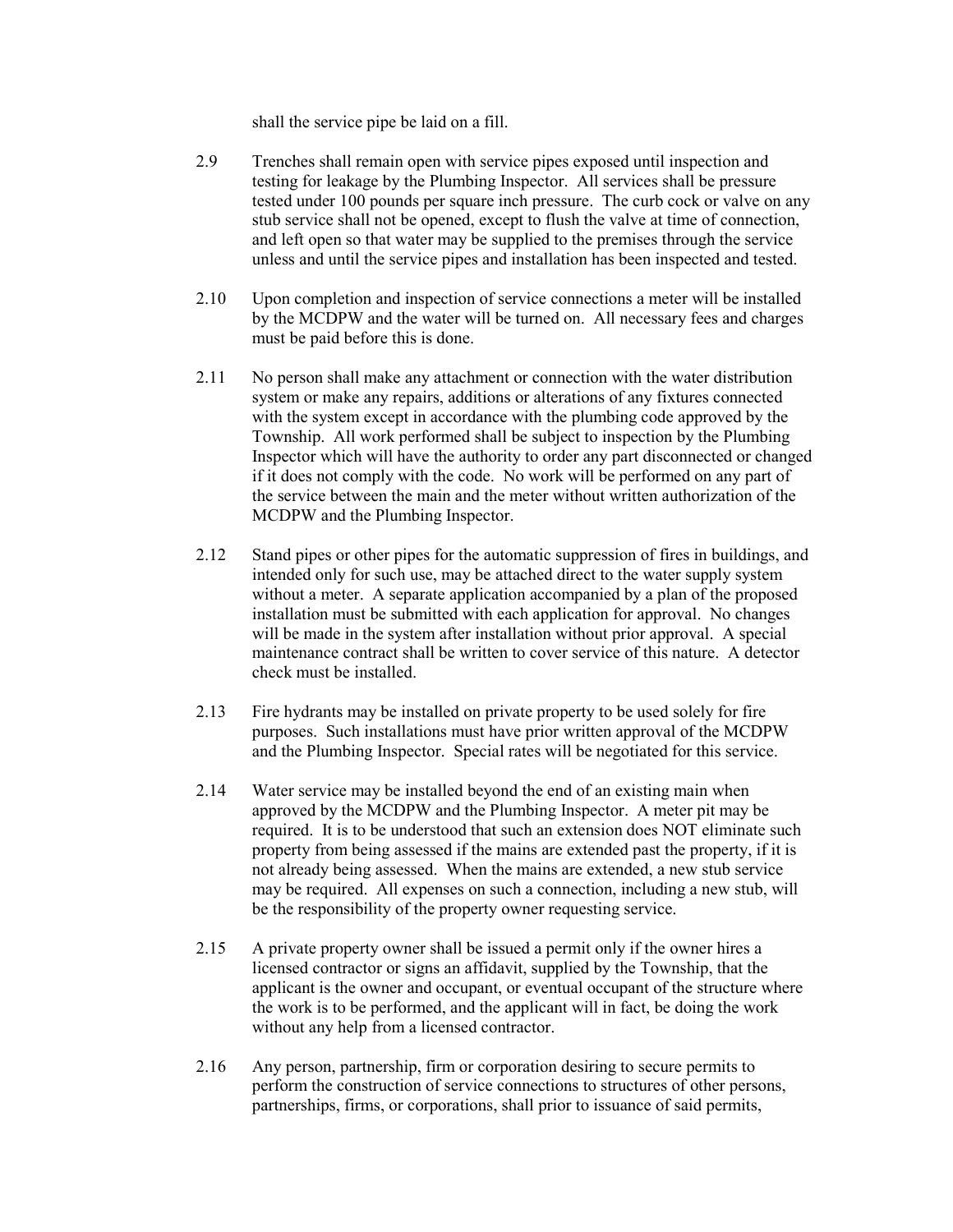shall the service pipe be laid on a fill.

2.9 Trenches shall remain open with service pipes exposed until inspection and testing for leakage by the Plumbing Inspector. All services shall be pressure tested under 100 pounds per square inch pressure. The curb cock or valve on any stub service shall not be opened, except to flush the valve at time of connection, and left open so that water may be supplied to the premises through the service unless and until the service pipes and installation has been inspected and tested.

2.10 Upon completion and inspection of service connections a meter will be installed by the MCDPW and the water will be turned on. All necessary fees and charges must be paid before this is done.

2.11 No person shall make any attachment or connection with the water distribution system or make any repairs, additions or alterations of any fixtures connected with the system except in accordance with the plumbing code approved by the Township. All work performed shall be subject to inspection by the Plumbing Inspector which will have the authority to order any part disconnected or changed if it does not comply with the code. No work will be performed on any part of the service between the main and the meter without written authorization of the MCDPW and the Plumbing Inspector.

2.12 Stand pipes or other pipes for the automatic suppression of fires in buildings, and intended only for such use, may be attached direct to the water supply system without a meter. A separate application accompanied by a plan of the proposed installation must be submitted with each application for approval. No changes will be made in the system after installation without prior approval. A special maintenance contract shall be written to cover service of this nature. A detector check must be installed.

2.13 Fire hydrants may be installed on private property to be used solely for fire purposes. Such installations must have prior written approval of the MCDPW and the Plumbing Inspector. Special rates will be negotiated for this service.

2.14 Water service may be installed beyond the end of an existing main when approved by the MCDPW and the Plumbing Inspector. A meter pit may be required. It is to be understood that such an extension does NOT eliminate such property from being assessed if the mains are extended past the property, if it is not already being assessed. When the mains are extended, a new stub service may be required. All expenses on such a connection, including a new stub, will be the responsibility of the property owner requesting service.

2.15 A private property owner shall be issued a permit only if the owner hires a licensed contractor or signs an affidavit, supplied by the Township, that the applicant is the owner and occupant, or eventual occupant of the structure where the work is to be performed, and the applicant will in fact, be doing the work without any help from a licensed contractor.

2.16 Any person, partnership, firm or corporation desiring to secure permits to perform the construction of service connections to structures of other persons, partnerships, firms, or corporations, shall prior to issuance of said permits,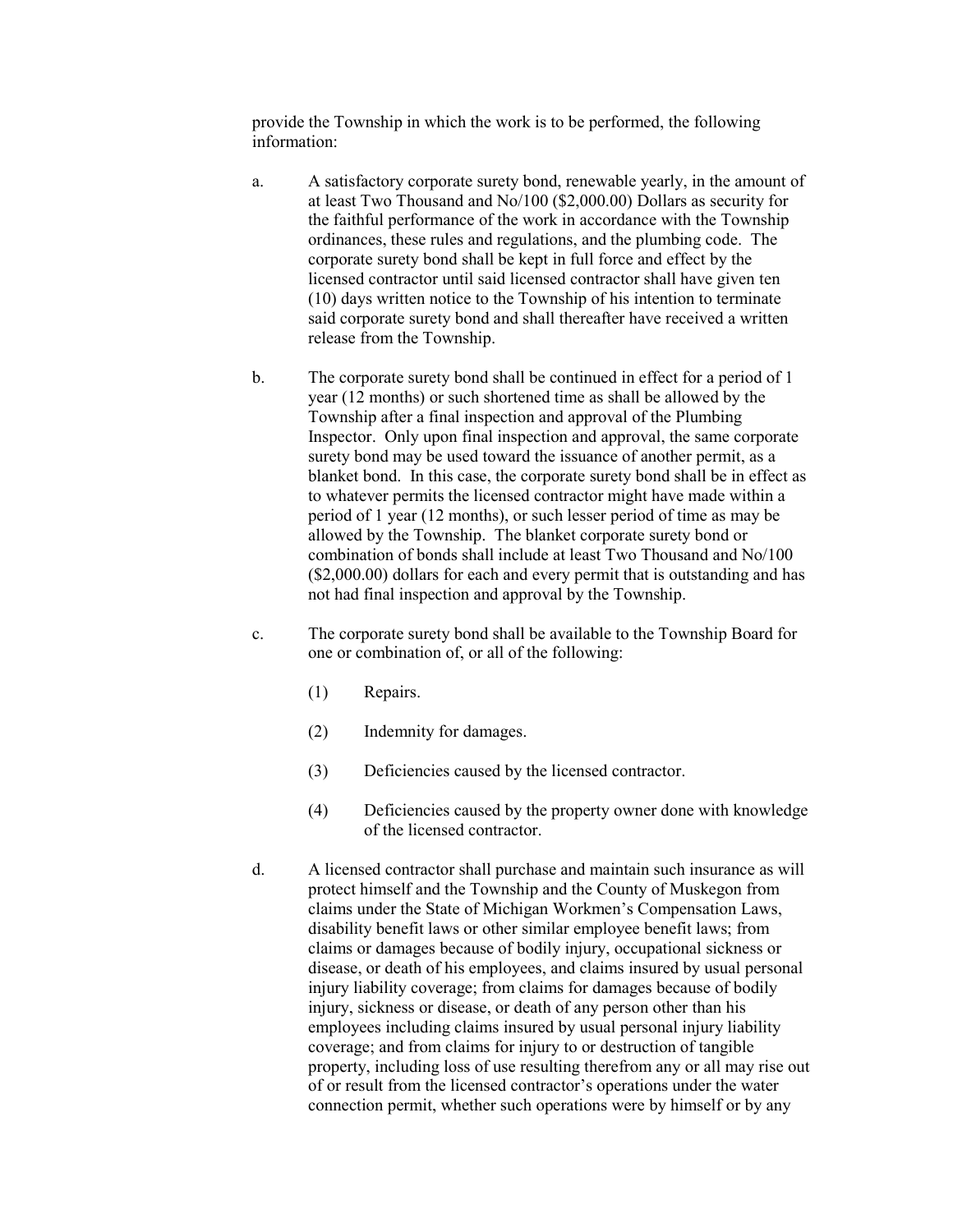provide the Township in which the work is to be performed, the following information:

a. A satisfactory corporate surety bond, renewable yearly, in the amount of at least Two Thousand and No/100 ($2,000.00) Dollars as security for the faithful performance of the work in accordance with the Township ordinances, these rules and regulations, and the plumbing code. The corporate surety bond shall be kept in full force and effect by the licensed contractor until said licensed contractor shall have given ten (10) days written notice to the Township of his intention to terminate said corporate surety bond and shall thereafter have received a written release from the Township.

b. The corporate surety bond shall be continued in effect for a period of 1 year (12 months) or such shortened time as shall be allowed by the Township after a final inspection and approval of the Plumbing Inspector. Only upon final inspection and approval, the same corporate surety bond may be used toward the issuance of another permit, as a blanket bond. In this case, the corporate surety bond shall be in effect as to whatever permits the licensed contractor might have made within a period of 1 year (12 months), or such lesser period of time as may be allowed by the Township. The blanket corporate surety bond or combination of bonds shall include at least Two Thousand and No/100 ($2,000.00) dollars for each and every permit that is outstanding and has not had final inspection and approval by the Township.

c. The corporate surety bond shall be available to the Township Board for one or combination of, or all of the following:

    (1) Repairs.

    (2) Indemnity for damages.

    (3) Deficiencies caused by the licensed contractor.

    (4) Deficiencies caused by the property owner done with knowledge of the licensed contractor.

d. A licensed contractor shall purchase and maintain such insurance as will protect himself and the Township and the County of Muskegon from claims under the State of Michigan Workmen's Compensation Laws, disability benefit laws or other similar employee benefit laws; from claims or damages because of bodily injury, occupational sickness or disease, or death of his employees, and claims insured by usual personal injury liability coverage; from claims for damages because of bodily injury, sickness or disease, or death of any person other than his employees including claims insured by usual personal injury liability coverage; and from claims for injury to or destruction of tangible property, including loss of use resulting therefrom any or all may rise out of or result from the licensed contractor's operations under the water connection permit, whether such operations were by himself or by any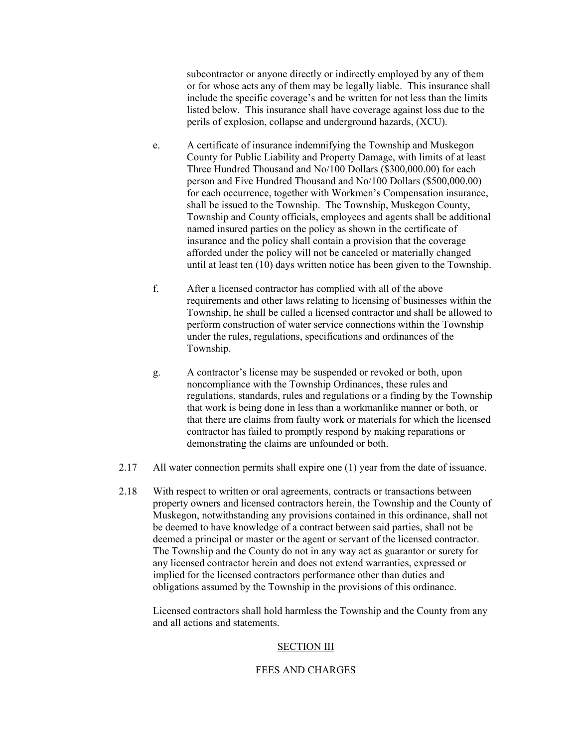subcontractor or anyone directly or indirectly employed by any of them or for whose acts any of them may be legally liable. This insurance shall include the specific coverage's and be written for not less than the limits listed below. This insurance shall have coverage against loss due to the perils of explosion, collapse and underground hazards, (XCU).

e. A certificate of insurance indemnifying the Township and Muskegon County for Public Liability and Property Damage, with limits of at least Three Hundred Thousand and No/100 Dollars ($300,000.00) for each person and Five Hundred Thousand and No/100 Dollars ($500,000.00) for each occurrence, together with Workmen's Compensation insurance, shall be issued to the Township. The Township, Muskegon County, Township and County officials, employees and agents shall be additional named insured parties on the policy as shown in the certificate of insurance and the policy shall contain a provision that the coverage afforded under the policy will not be canceled or materially changed until at least ten (10) days written notice has been given to the Township.

f. After a licensed contractor has complied with all of the above requirements and other laws relating to licensing of businesses within the Township, he shall be called a licensed contractor and shall be allowed to perform construction of water service connections within the Township under the rules, regulations, specifications and ordinances of the Township.

g. A contractor's license may be suspended or revoked or both, upon noncompliance with the Township Ordinances, these rules and regulations, standards, rules and regulations or a finding by the Township that work is being done in less than a workmanlike manner or both, or that there are claims from faulty work or materials for which the licensed contractor has failed to promptly respond by making reparations or demonstrating the claims are unfounded or both.

2.17 All water connection permits shall expire one (1) year from the date of issuance.

2.18 With respect to written or oral agreements, contracts or transactions between property owners and licensed contractors herein, the Township and the County of Muskegon, notwithstanding any provisions contained in this ordinance, shall not be deemed to have knowledge of a contract between said parties, shall not be deemed a principal or master or the agent or servant of the licensed contractor. The Township and the County do not in any way act as guarantor or surety for any licensed contractor herein and does not extend warranties, expressed or implied for the licensed contractors performance other than duties and obligations assumed by the Township in the provisions of this ordinance.

Licensed contractors shall hold harmless the Township and the County from any and all actions and statements.

## SECTION III

## FEES AND CHARGES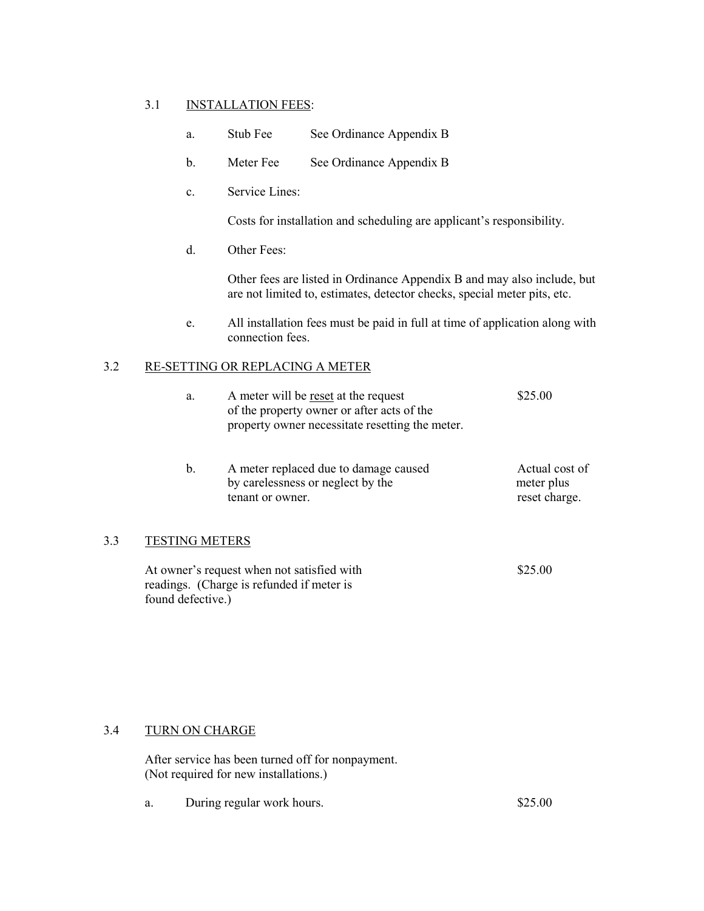## 3.1 INSTALLATION FEES:

a. Stub Fee — See Ordinance Appendix B

b. Meter Fee — See Ordinance Appendix B

c. Service Lines:

Costs for installation and scheduling are applicant's responsibility.

d. Other Fees:

Other fees are listed in Ordinance Appendix B and may also include, but are not limited to, estimates, detector checks, special meter pits, etc.

e. All installation fees must be paid in full at time of application along with connection fees.

## 3.2 RE-SETTING OR REPLACING A METER

| | | |
|---|---|---|
| a. | A meter will be reset at the request of the property owner or after acts of the property owner necessitate resetting the meter. | $25.00 |
| b. | A meter replaced due to damage caused by carelessness or neglect by the tenant or owner. | Actual cost of meter plus reset charge. |

## 3.3 TESTING METERS

| | |
|---|---|
| At owner's request when not satisfied with readings. (Charge is refunded if meter is found defective.) | $25.00 |

## 3.4 TURN ON CHARGE

After service has been turned off for nonpayment. (Not required for new installations.)

| | | |
|---|---|---|
| a. | During regular work hours. | $25.00 |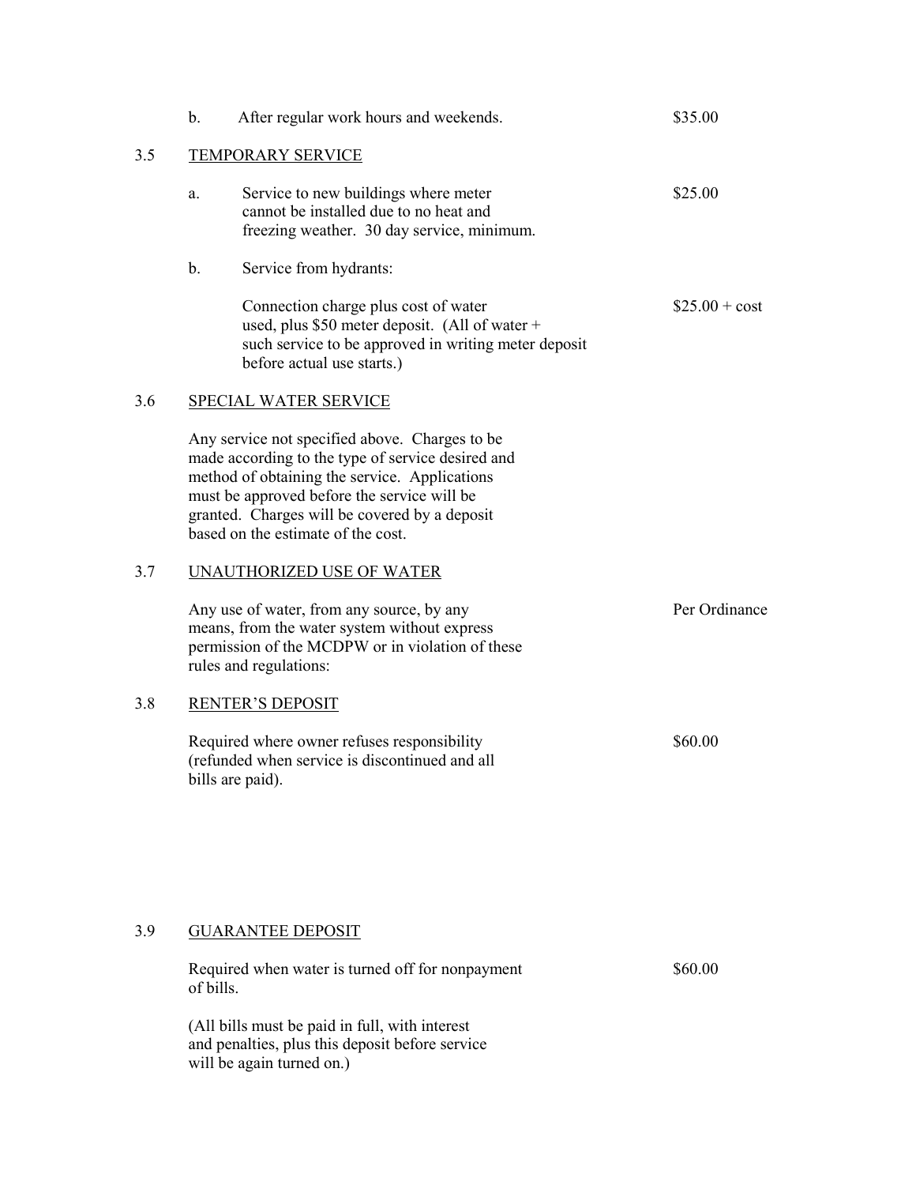b. After regular work hours and weekends. $35.00

## 3.5 TEMPORARY SERVICE

a. Service to new buildings where meter cannot be installed due to no heat and freezing weather. 30 day service, minimum. $25.00

b. Service from hydrants:

Connection charge plus cost of water used, plus $50 meter deposit. (All of water + such service to be approved in writing meter deposit before actual use starts.) $25.00 + cost

## 3.6 SPECIAL WATER SERVICE

Any service not specified above. Charges to be made according to the type of service desired and method of obtaining the service. Applications must be approved before the service will be granted. Charges will be covered by a deposit based on the estimate of the cost.

## 3.7 UNAUTHORIZED USE OF WATER

Any use of water, from any source, by any means, from the water system without express permission of the MCDPW or in violation of these rules and regulations: Per Ordinance

## 3.8 RENTER'S DEPOSIT

Required where owner refuses responsibility (refunded when service is discontinued and all bills are paid). $60.00

## 3.9 GUARANTEE DEPOSIT

Required when water is turned off for nonpayment of bills. $60.00

(All bills must be paid in full, with interest and penalties, plus this deposit before service will be again turned on.)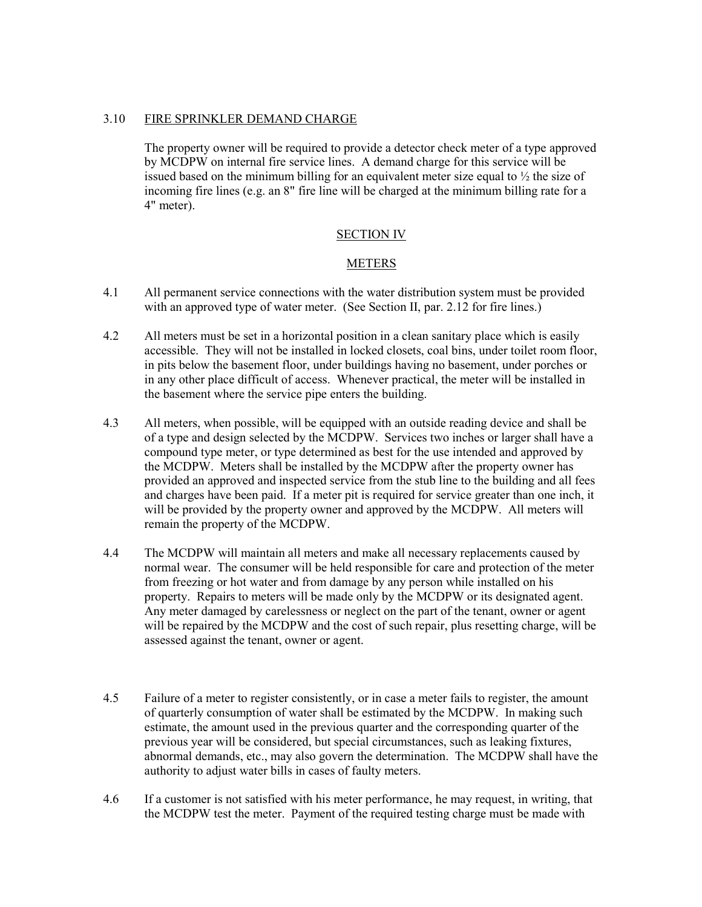3.10 FIRE SPRINKLER DEMAND CHARGE

The property owner will be required to provide a detector check meter of a type approved by MCDPW on internal fire service lines. A demand charge for this service will be issued based on the minimum billing for an equivalent meter size equal to ½ the size of incoming fire lines (e.g. an 8" fire line will be charged at the minimum billing rate for a 4" meter).

## SECTION IV

## METERS

4.1 All permanent service connections with the water distribution system must be provided with an approved type of water meter. (See Section II, par. 2.12 for fire lines.)

4.2 All meters must be set in a horizontal position in a clean sanitary place which is easily accessible. They will not be installed in locked closets, coal bins, under toilet room floor, in pits below the basement floor, under buildings having no basement, under porches or in any other place difficult of access. Whenever practical, the meter will be installed in the basement where the service pipe enters the building.

4.3 All meters, when possible, will be equipped with an outside reading device and shall be of a type and design selected by the MCDPW. Services two inches or larger shall have a compound type meter, or type determined as best for the use intended and approved by the MCDPW. Meters shall be installed by the MCDPW after the property owner has provided an approved and inspected service from the stub line to the building and all fees and charges have been paid. If a meter pit is required for service greater than one inch, it will be provided by the property owner and approved by the MCDPW. All meters will remain the property of the MCDPW.

4.4 The MCDPW will maintain all meters and make all necessary replacements caused by normal wear. The consumer will be held responsible for care and protection of the meter from freezing or hot water and from damage by any person while installed on his property. Repairs to meters will be made only by the MCDPW or its designated agent. Any meter damaged by carelessness or neglect on the part of the tenant, owner or agent will be repaired by the MCDPW and the cost of such repair, plus resetting charge, will be assessed against the tenant, owner or agent.

4.5 Failure of a meter to register consistently, or in case a meter fails to register, the amount of quarterly consumption of water shall be estimated by the MCDPW. In making such estimate, the amount used in the previous quarter and the corresponding quarter of the previous year will be considered, but special circumstances, such as leaking fixtures, abnormal demands, etc., may also govern the determination. The MCDPW shall have the authority to adjust water bills in cases of faulty meters.

4.6 If a customer is not satisfied with his meter performance, he may request, in writing, that the MCDPW test the meter. Payment of the required testing charge must be made with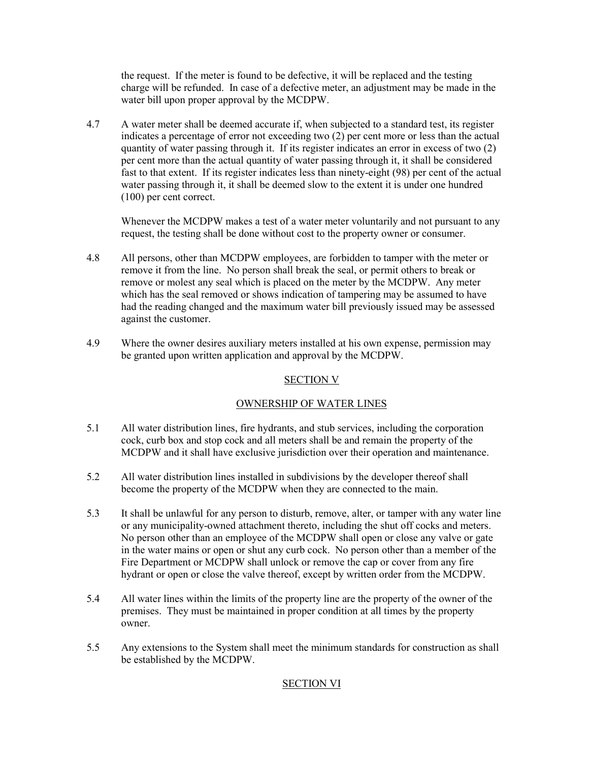the request. If the meter is found to be defective, it will be replaced and the testing charge will be refunded. In case of a defective meter, an adjustment may be made in the water bill upon proper approval by the MCDPW.

4.7 A water meter shall be deemed accurate if, when subjected to a standard test, its register indicates a percentage of error not exceeding two (2) per cent more or less than the actual quantity of water passing through it. If its register indicates an error in excess of two (2) per cent more than the actual quantity of water passing through it, it shall be considered fast to that extent. If its register indicates less than ninety-eight (98) per cent of the actual water passing through it, it shall be deemed slow to the extent it is under one hundred (100) per cent correct.

Whenever the MCDPW makes a test of a water meter voluntarily and not pursuant to any request, the testing shall be done without cost to the property owner or consumer.

4.8 All persons, other than MCDPW employees, are forbidden to tamper with the meter or remove it from the line. No person shall break the seal, or permit others to break or remove or molest any seal which is placed on the meter by the MCDPW. Any meter which has the seal removed or shows indication of tampering may be assumed to have had the reading changed and the maximum water bill previously issued may be assessed against the customer.

4.9 Where the owner desires auxiliary meters installed at his own expense, permission may be granted upon written application and approval by the MCDPW.

## SECTION V

## OWNERSHIP OF WATER LINES

5.1 All water distribution lines, fire hydrants, and stub services, including the corporation cock, curb box and stop cock and all meters shall be and remain the property of the MCDPW and it shall have exclusive jurisdiction over their operation and maintenance.

5.2 All water distribution lines installed in subdivisions by the developer thereof shall become the property of the MCDPW when they are connected to the main.

5.3 It shall be unlawful for any person to disturb, remove, alter, or tamper with any water line or any municipality-owned attachment thereto, including the shut off cocks and meters. No person other than an employee of the MCDPW shall open or close any valve or gate in the water mains or open or shut any curb cock. No person other than a member of the Fire Department or MCDPW shall unlock or remove the cap or cover from any fire hydrant or open or close the valve thereof, except by written order from the MCDPW.

5.4 All water lines within the limits of the property line are the property of the owner of the premises. They must be maintained in proper condition at all times by the property owner.

5.5 Any extensions to the System shall meet the minimum standards for construction as shall be established by the MCDPW.

## SECTION VI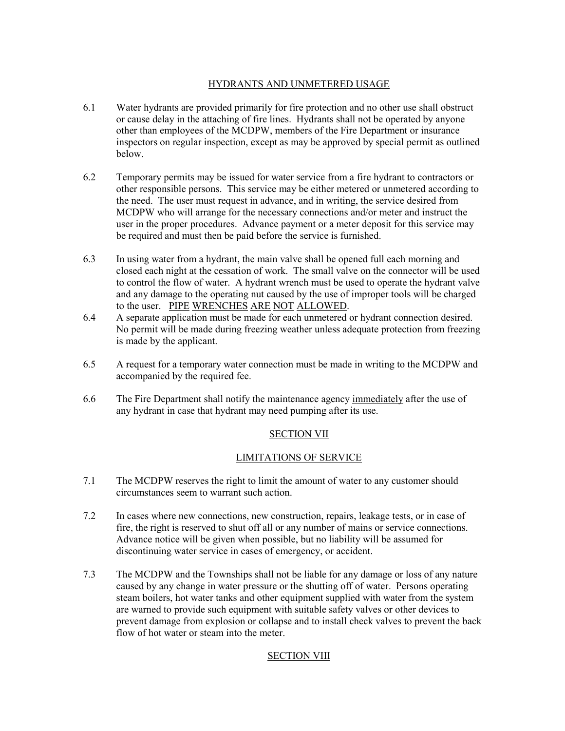## HYDRANTS AND UNMETERED USAGE

6.1 Water hydrants are provided primarily for fire protection and no other use shall obstruct or cause delay in the attaching of fire lines. Hydrants shall not be operated by anyone other than employees of the MCDPW, members of the Fire Department or insurance inspectors on regular inspection, except as may be approved by special permit as outlined below.

6.2 Temporary permits may be issued for water service from a fire hydrant to contractors or other responsible persons. This service may be either metered or unmetered according to the need. The user must request in advance, and in writing, the service desired from MCDPW who will arrange for the necessary connections and/or meter and instruct the user in the proper procedures. Advance payment or a meter deposit for this service may be required and must then be paid before the service is furnished.

6.3 In using water from a hydrant, the main valve shall be opened full each morning and closed each night at the cessation of work. The small valve on the connector will be used to control the flow of water. A hydrant wrench must be used to operate the hydrant valve and any damage to the operating nut caused by the use of improper tools will be charged to the user. PIPE WRENCHES ARE NOT ALLOWED.

6.4 A separate application must be made for each unmetered or hydrant connection desired. No permit will be made during freezing weather unless adequate protection from freezing is made by the applicant.

6.5 A request for a temporary water connection must be made in writing to the MCDPW and accompanied by the required fee.

6.6 The Fire Department shall notify the maintenance agency immediately after the use of any hydrant in case that hydrant may need pumping after its use.

## SECTION VII

## LIMITATIONS OF SERVICE

7.1 The MCDPW reserves the right to limit the amount of water to any customer should circumstances seem to warrant such action.

7.2 In cases where new connections, new construction, repairs, leakage tests, or in case of fire, the right is reserved to shut off all or any number of mains or service connections. Advance notice will be given when possible, but no liability will be assumed for discontinuing water service in cases of emergency, or accident.

7.3 The MCDPW and the Townships shall not be liable for any damage or loss of any nature caused by any change in water pressure or the shutting off of water. Persons operating steam boilers, hot water tanks and other equipment supplied with water from the system are warned to provide such equipment with suitable safety valves or other devices to prevent damage from explosion or collapse and to install check valves to prevent the back flow of hot water or steam into the meter.

## SECTION VIII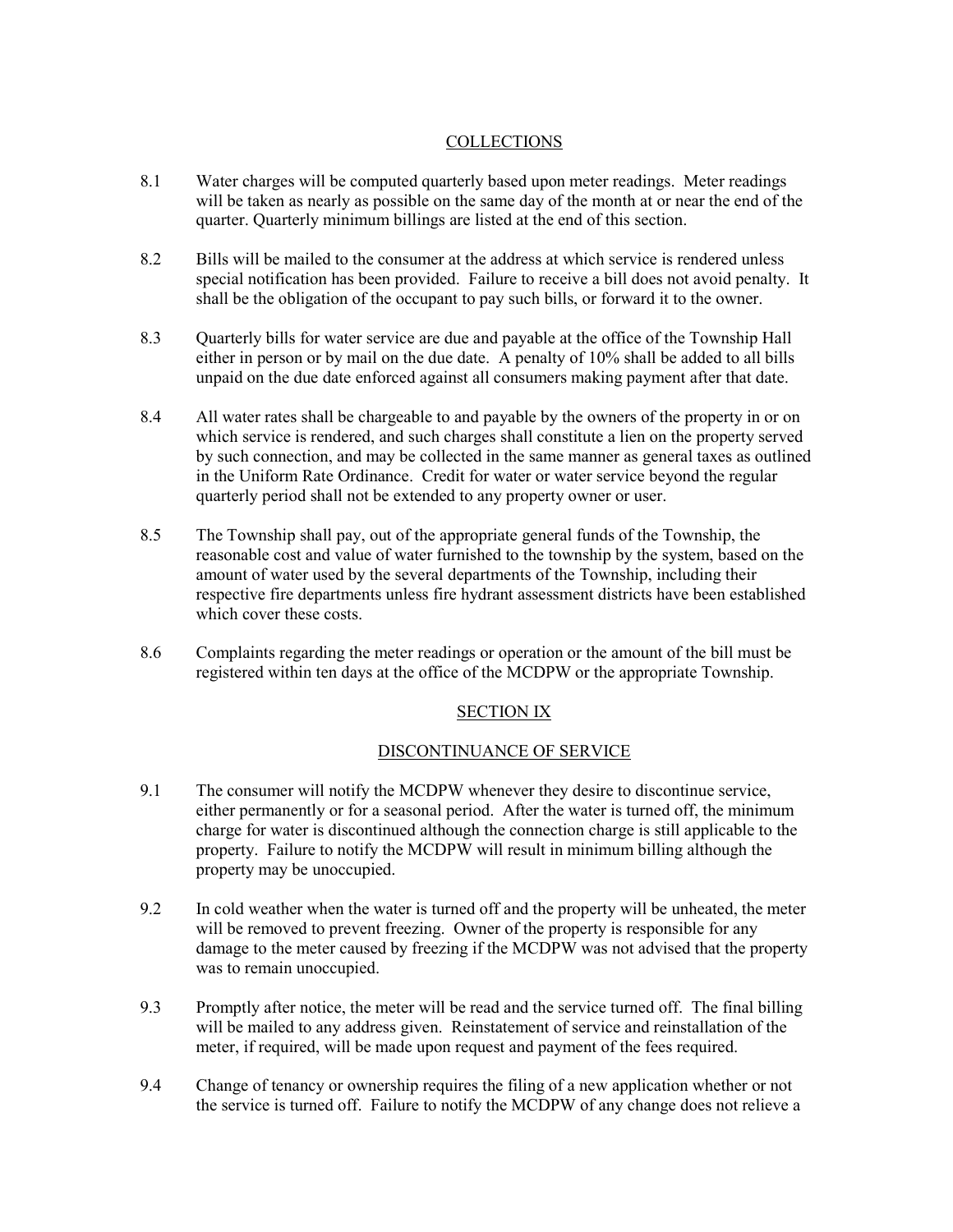## COLLECTIONS

8.1 Water charges will be computed quarterly based upon meter readings. Meter readings will be taken as nearly as possible on the same day of the month at or near the end of the quarter. Quarterly minimum billings are listed at the end of this section.

8.2 Bills will be mailed to the consumer at the address at which service is rendered unless special notification has been provided. Failure to receive a bill does not avoid penalty. It shall be the obligation of the occupant to pay such bills, or forward it to the owner.

8.3 Quarterly bills for water service are due and payable at the office of the Township Hall either in person or by mail on the due date. A penalty of 10% shall be added to all bills unpaid on the due date enforced against all consumers making payment after that date.

8.4 All water rates shall be chargeable to and payable by the owners of the property in or on which service is rendered, and such charges shall constitute a lien on the property served by such connection, and may be collected in the same manner as general taxes as outlined in the Uniform Rate Ordinance. Credit for water or water service beyond the regular quarterly period shall not be extended to any property owner or user.

8.5 The Township shall pay, out of the appropriate general funds of the Township, the reasonable cost and value of water furnished to the township by the system, based on the amount of water used by the several departments of the Township, including their respective fire departments unless fire hydrant assessment districts have been established which cover these costs.

8.6 Complaints regarding the meter readings or operation or the amount of the bill must be registered within ten days at the office of the MCDPW or the appropriate Township.

## SECTION IX

## DISCONTINUANCE OF SERVICE

9.1 The consumer will notify the MCDPW whenever they desire to discontinue service, either permanently or for a seasonal period. After the water is turned off, the minimum charge for water is discontinued although the connection charge is still applicable to the property. Failure to notify the MCDPW will result in minimum billing although the property may be unoccupied.

9.2 In cold weather when the water is turned off and the property will be unheated, the meter will be removed to prevent freezing. Owner of the property is responsible for any damage to the meter caused by freezing if the MCDPW was not advised that the property was to remain unoccupied.

9.3 Promptly after notice, the meter will be read and the service turned off. The final billing will be mailed to any address given. Reinstatement of service and reinstallation of the meter, if required, will be made upon request and payment of the fees required.

9.4 Change of tenancy or ownership requires the filing of a new application whether or not the service is turned off. Failure to notify the MCDPW of any change does not relieve a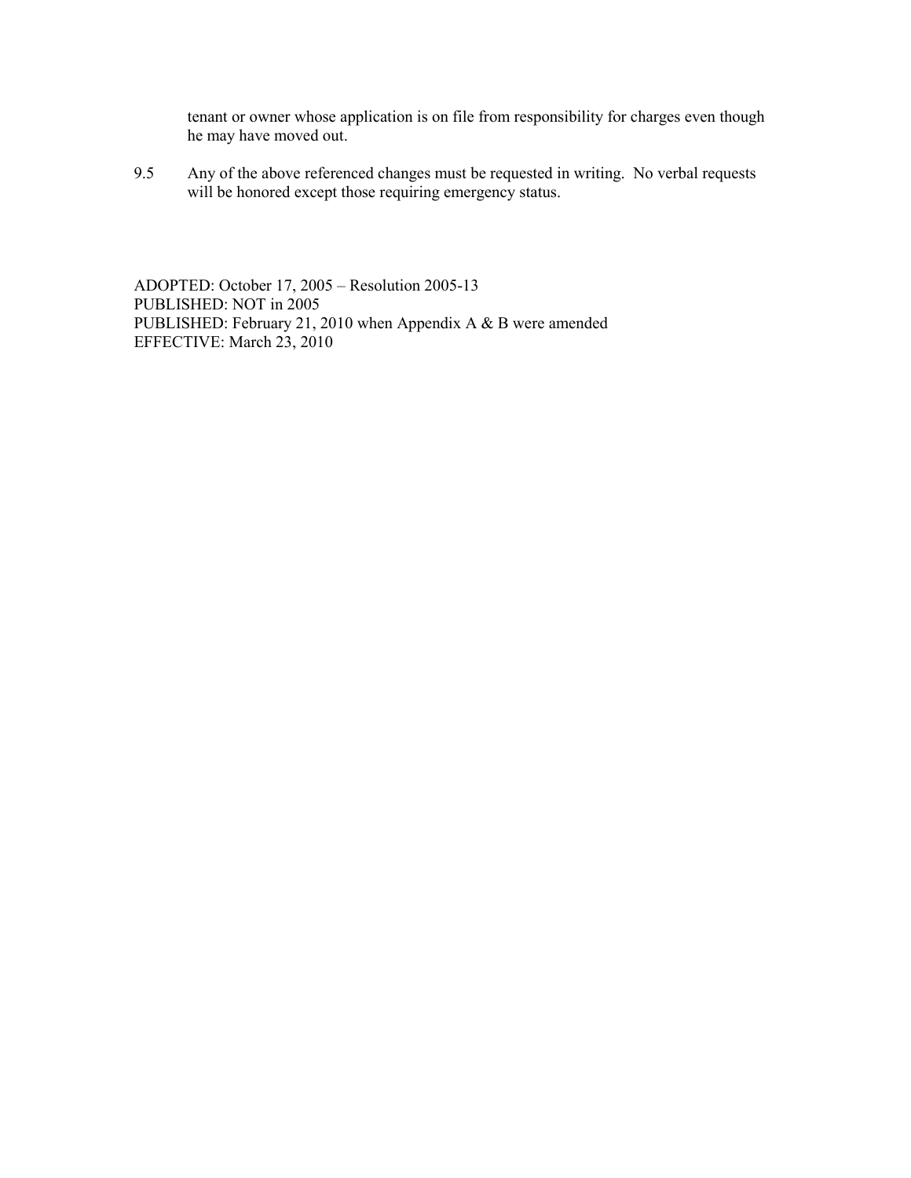tenant or owner whose application is on file from responsibility for charges even though he may have moved out.

9.5 Any of the above referenced changes must be requested in writing. No verbal requests will be honored except those requiring emergency status.

ADOPTED: October 17, 2005 – Resolution 2005-13
PUBLISHED: NOT in 2005
PUBLISHED: February 21, 2010 when Appendix A & B were amended
EFFECTIVE: March 23, 2010